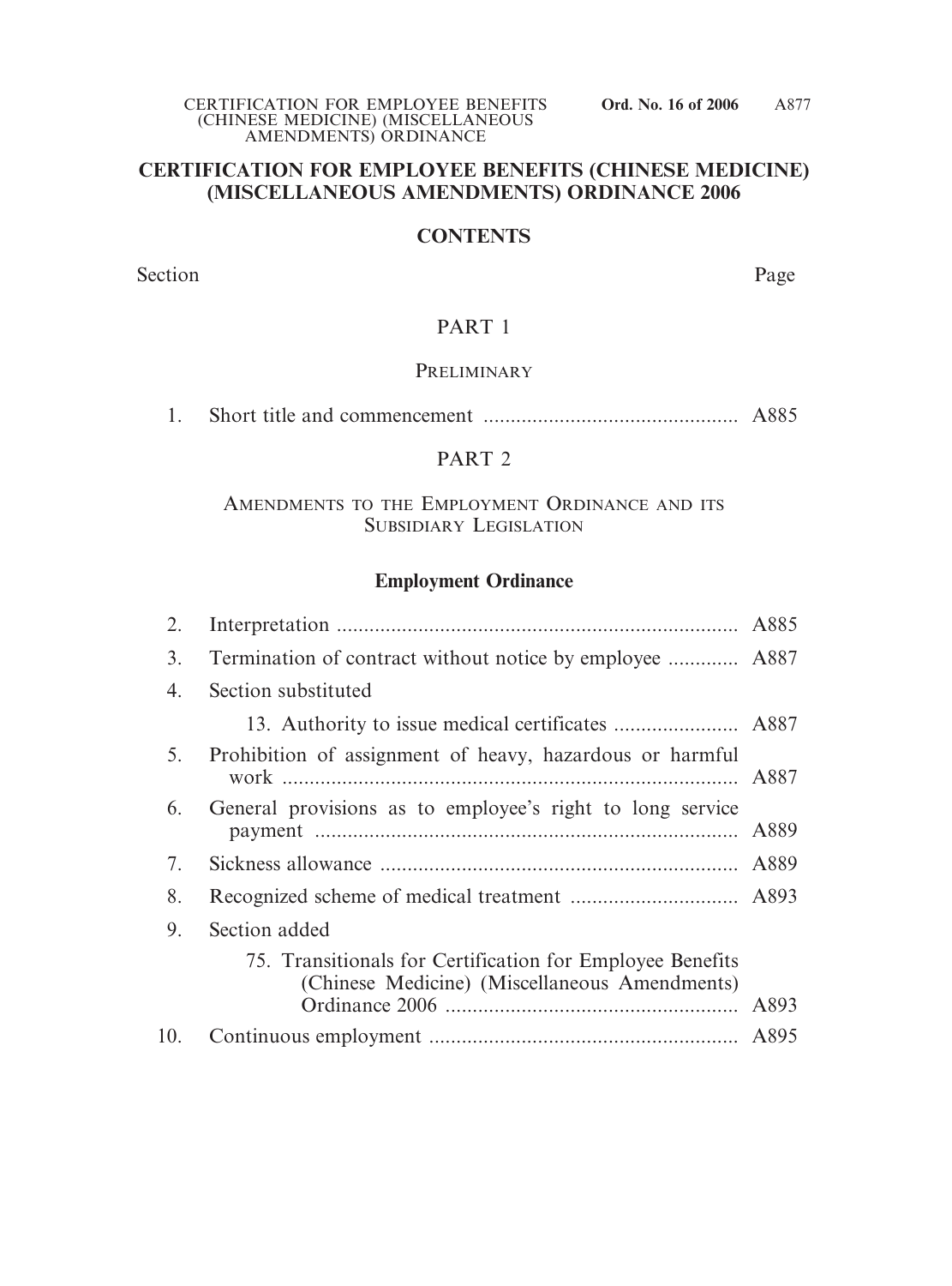# CERTIFICATION FOR EMPLOYEE BENEFITS (CHINESE MEDICINE) (MISCELLANEOUS AMENDMENTS) ORDINANCE 2006

## CONTENTS

| Section | | Page |
|---|---|---|
| | **PART 1** | |
| | PRELIMINARY | |
| 1. | Short title and commencement | A885 |
| | **PART 2** | |
| | AMENDMENTS TO THE EMPLOYMENT ORDINANCE AND ITS SUBSIDIARY LEGISLATION | |
| | **Employment Ordinance** | |
| 2. | Interpretation | A885 |
| 3. | Termination of contract without notice by employee | A887 |
| 4. | Section substituted | |
| | 13. Authority to issue medical certificates | A887 |
| 5. | Prohibition of assignment of heavy, hazardous or harmful work | A887 |
| 6. | General provisions as to employee's right to long service payment | A889 |
| 7. | Sickness allowance | A889 |
| 8. | Recognized scheme of medical treatment | A893 |
| 9. | Section added | |
| | 75. Transitionals for Certification for Employee Benefits (Chinese Medicine) (Miscellaneous Amendments) Ordinance 2006 | A893 |
| 10. | Continuous employment | A895 |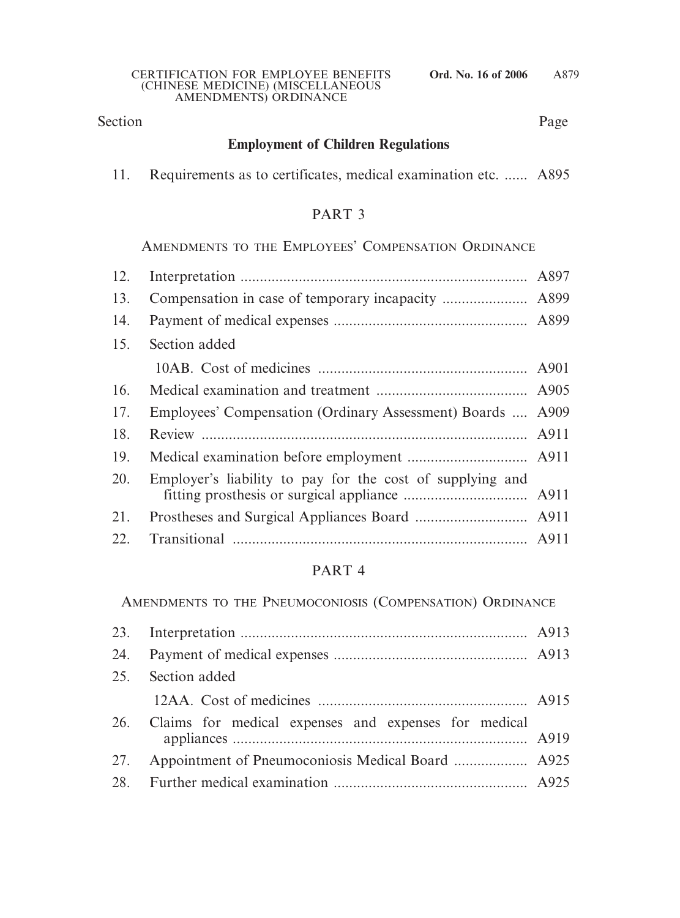| Section | | Page |
|---|---|---|

**Employment of Children Regulations**

| | | |
|---|---|---|
| 11. | Requirements as to certificates, medical examination etc. | A895 |

## PART 3

### AMENDMENTS TO THE EMPLOYEES' COMPENSATION ORDINANCE

| | | |
|---|---|---|
| 12. | Interpretation | A897 |
| 13. | Compensation in case of temporary incapacity | A899 |
| 14. | Payment of medical expenses | A899 |
| 15. | Section added | |
| | 10AB. Cost of medicines | A901 |
| 16. | Medical examination and treatment | A905 |
| 17. | Employees' Compensation (Ordinary Assessment) Boards | A909 |
| 18. | Review | A911 |
| 19. | Medical examination before employment | A911 |
| 20. | Employer's liability to pay for the cost of supplying and fitting prosthesis or surgical appliance | A911 |
| 21. | Prostheses and Surgical Appliances Board | A911 |
| 22. | Transitional | A911 |

## PART 4

### AMENDMENTS TO THE PNEUMOCONIOSIS (COMPENSATION) ORDINANCE

| | | |
|---|---|---|
| 23. | Interpretation | A913 |
| 24. | Payment of medical expenses | A913 |
| 25. | Section added | |
| | 12AA. Cost of medicines | A915 |
| 26. | Claims for medical expenses and expenses for medical appliances | A919 |
| 27. | Appointment of Pneumoconiosis Medical Board | A925 |
| 28. | Further medical examination | A925 |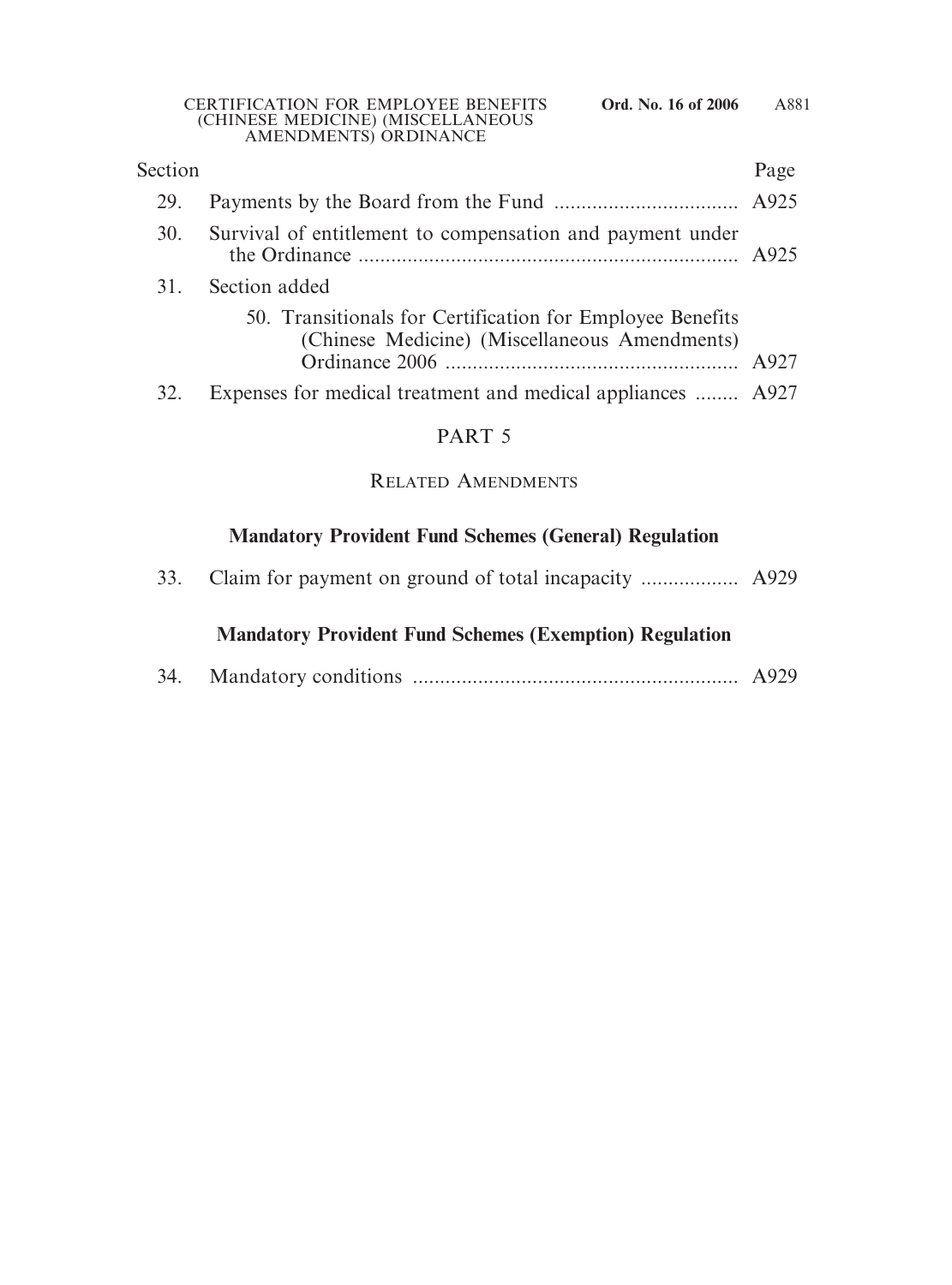| Section | | Page |
|---|---|---|
| 29. | Payments by the Board from the Fund | A925 |
| 30. | Survival of entitlement to compensation and payment under the Ordinance | A925 |
| 31. | Section added | |
| | 50. Transitionals for Certification for Employee Benefits (Chinese Medicine) (Miscellaneous Amendments) Ordinance 2006 | A927 |
| 32. | Expenses for medical treatment and medical appliances | A927 |

## PART 5

### RELATED AMENDMENTS

**Mandatory Provident Fund Schemes (General) Regulation**

| | | |
|---|---|---|
| 33. | Claim for payment on ground of total incapacity | A929 |

**Mandatory Provident Fund Schemes (Exemption) Regulation**

| | | |
|---|---|---|
| 34. | Mandatory conditions | A929 |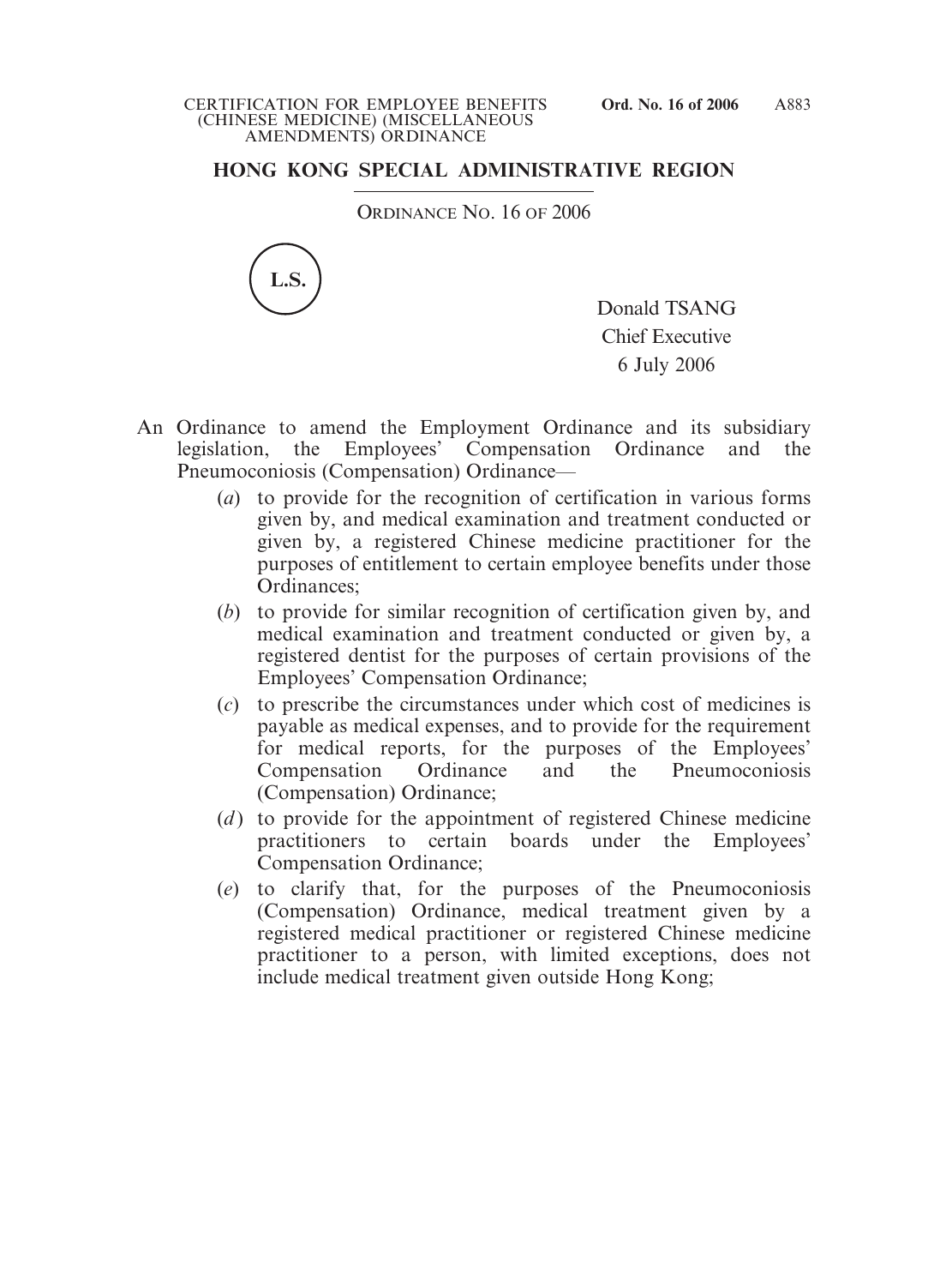## HONG KONG SPECIAL ADMINISTRATIVE REGION

ORDINANCE NO. 16 OF 2006

L.S.

Donald TSANG
Chief Executive
6 July 2006

An Ordinance to amend the Employment Ordinance and its subsidiary legislation, the Employees' Compensation Ordinance and the Pneumoconiosis (Compensation) Ordinance—

(*a*) to provide for the recognition of certification in various forms given by, and medical examination and treatment conducted or given by, a registered Chinese medicine practitioner for the purposes of entitlement to certain employee benefits under those Ordinances;

(*b*) to provide for similar recognition of certification given by, and medical examination and treatment conducted or given by, a registered dentist for the purposes of certain provisions of the Employees' Compensation Ordinance;

(*c*) to prescribe the circumstances under which cost of medicines is payable as medical expenses, and to provide for the requirement for medical reports, for the purposes of the Employees' Compensation Ordinance and the Pneumoconiosis (Compensation) Ordinance;

(*d*) to provide for the appointment of registered Chinese medicine practitioners to certain boards under the Employees' Compensation Ordinance;

(*e*) to clarify that, for the purposes of the Pneumoconiosis (Compensation) Ordinance, medical treatment given by a registered medical practitioner or registered Chinese medicine practitioner to a person, with limited exceptions, does not include medical treatment given outside Hong Kong;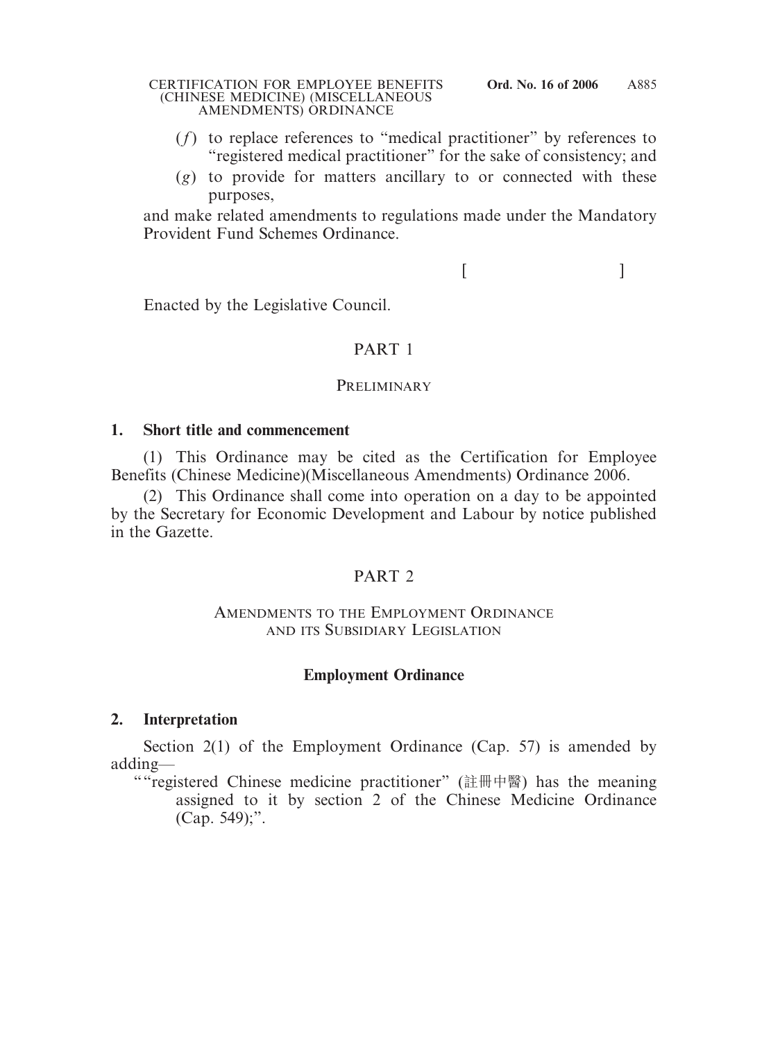(*f*) to replace references to "medical practitioner" by references to "registered medical practitioner" for the sake of consistency; and

(*g*) to provide for matters ancillary to or connected with these purposes,

and make related amendments to regulations made under the Mandatory Provident Fund Schemes Ordinance.

[ ]

Enacted by the Legislative Council.

## PART 1

### PRELIMINARY

**1. Short title and commencement**

(1) This Ordinance may be cited as the Certification for Employee Benefits (Chinese Medicine)(Miscellaneous Amendments) Ordinance 2006.

(2) This Ordinance shall come into operation on a day to be appointed by the Secretary for Economic Development and Labour by notice published in the Gazette.

## PART 2

### AMENDMENTS TO THE EMPLOYMENT ORDINANCE AND ITS SUBSIDIARY LEGISLATION

### Employment Ordinance

**2. Interpretation**

Section 2(1) of the Employment Ordinance (Cap. 57) is amended by adding—

""registered Chinese medicine practitioner" (註冊中醫) has the meaning assigned to it by section 2 of the Chinese Medicine Ordinance (Cap. 549);".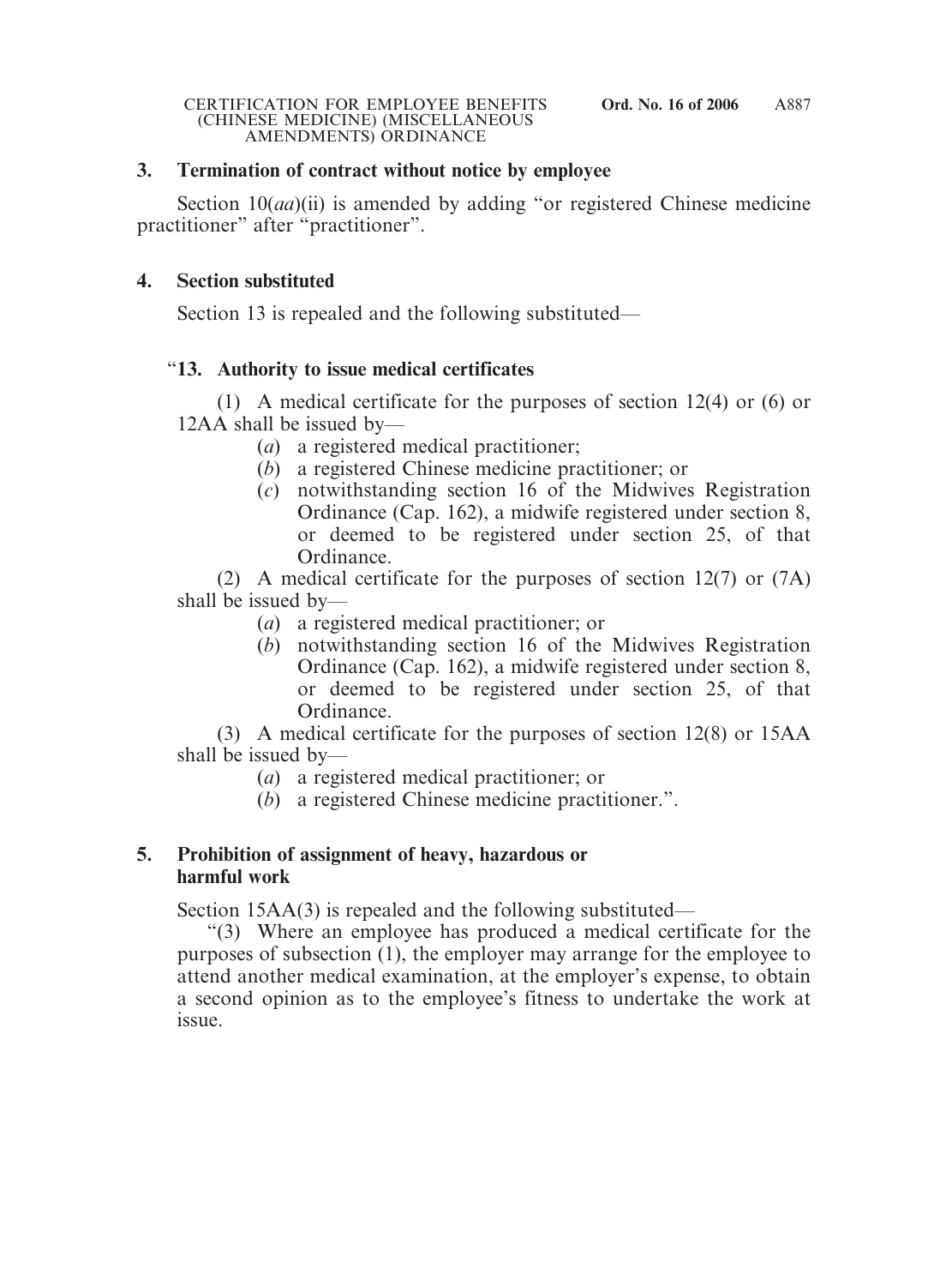### 3. Termination of contract without notice by employee

Section 10(*aa*)(ii) is amended by adding "or registered Chinese medicine practitioner" after "practitioner".

### 4. Section substituted

Section 13 is repealed and the following substituted—

"**13. Authority to issue medical certificates**

(1) A medical certificate for the purposes of section 12(4) or (6) or 12AA shall be issued by—

- (*a*) a registered medical practitioner;
- (*b*) a registered Chinese medicine practitioner; or
- (*c*) notwithstanding section 16 of the Midwives Registration Ordinance (Cap. 162), a midwife registered under section 8, or deemed to be registered under section 25, of that Ordinance.

(2) A medical certificate for the purposes of section 12(7) or (7A) shall be issued by—

- (*a*) a registered medical practitioner; or
- (*b*) notwithstanding section 16 of the Midwives Registration Ordinance (Cap. 162), a midwife registered under section 8, or deemed to be registered under section 25, of that Ordinance.

(3) A medical certificate for the purposes of section 12(8) or 15AA shall be issued by—

- (*a*) a registered medical practitioner; or
- (*b*) a registered Chinese medicine practitioner.".

### 5. Prohibition of assignment of heavy, hazardous or harmful work

Section 15AA(3) is repealed and the following substituted—

"(3) Where an employee has produced a medical certificate for the purposes of subsection (1), the employer may arrange for the employee to attend another medical examination, at the employer's expense, to obtain a second opinion as to the employee's fitness to undertake the work at issue.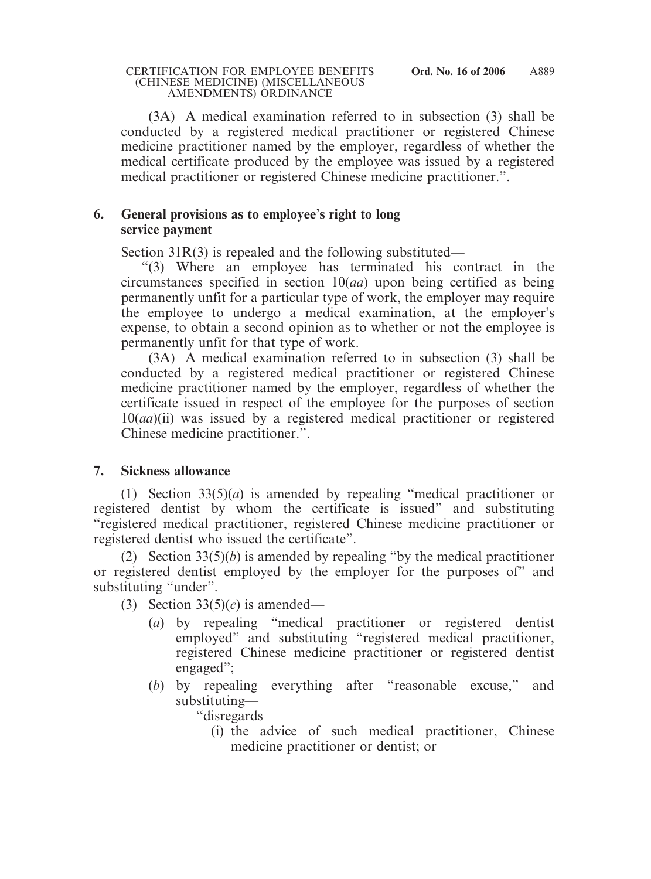(3A) A medical examination referred to in subsection (3) shall be conducted by a registered medical practitioner or registered Chinese medicine practitioner named by the employer, regardless of whether the medical certificate produced by the employee was issued by a registered medical practitioner or registered Chinese medicine practitioner.".

### 6. General provisions as to employee's right to long service payment

Section 31R(3) is repealed and the following substituted—

"(3) Where an employee has terminated his contract in the circumstances specified in section 10(*aa*) upon being certified as being permanently unfit for a particular type of work, the employer may require the employee to undergo a medical examination, at the employer's expense, to obtain a second opinion as to whether or not the employee is permanently unfit for that type of work.

(3A) A medical examination referred to in subsection (3) shall be conducted by a registered medical practitioner or registered Chinese medicine practitioner named by the employer, regardless of whether the certificate issued in respect of the employee for the purposes of section 10(*aa*)(ii) was issued by a registered medical practitioner or registered Chinese medicine practitioner.".

### 7. Sickness allowance

(1) Section 33(5)(*a*) is amended by repealing "medical practitioner or registered dentist by whom the certificate is issued" and substituting "registered medical practitioner, registered Chinese medicine practitioner or registered dentist who issued the certificate".

(2) Section 33(5)(*b*) is amended by repealing "by the medical practitioner or registered dentist employed by the employer for the purposes of" and substituting "under".

(3) Section 33(5)(*c*) is amended—

- (*a*) by repealing "medical practitioner or registered dentist employed" and substituting "registered medical practitioner, registered Chinese medicine practitioner or registered dentist engaged";
- (*b*) by repealing everything after "reasonable excuse," and substituting—

  "disregards—

  - (i) the advice of such medical practitioner, Chinese medicine practitioner or dentist; or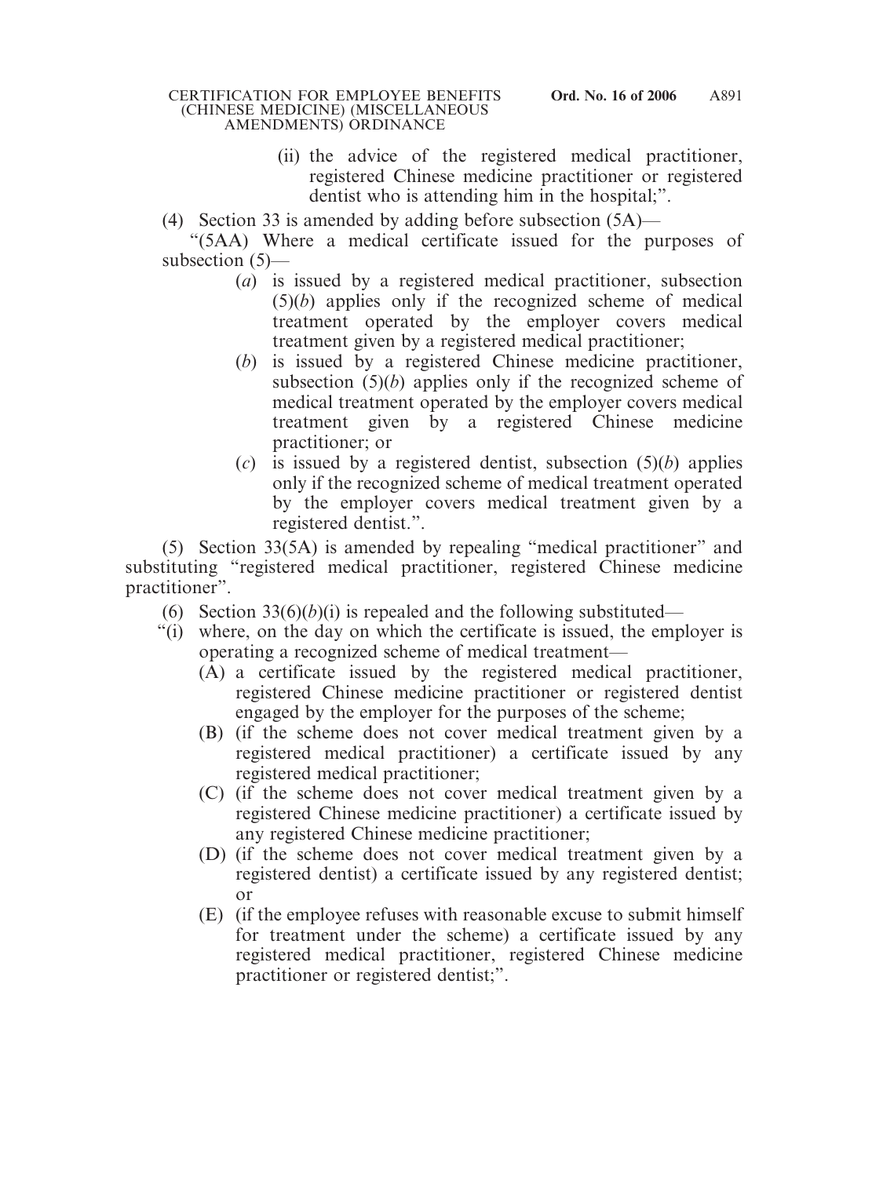(ii) the advice of the registered medical practitioner, registered Chinese medicine practitioner or registered dentist who is attending him in the hospital;".

(4) Section 33 is amended by adding before subsection (5A)—

"(5AA) Where a medical certificate issued for the purposes of subsection (5)—

(*a*) is issued by a registered medical practitioner, subsection (5)(*b*) applies only if the recognized scheme of medical treatment operated by the employer covers medical treatment given by a registered medical practitioner;

(*b*) is issued by a registered Chinese medicine practitioner, subsection (5)(*b*) applies only if the recognized scheme of medical treatment operated by the employer covers medical treatment given by a registered Chinese medicine practitioner; or

(*c*) is issued by a registered dentist, subsection (5)(*b*) applies only if the recognized scheme of medical treatment operated by the employer covers medical treatment given by a registered dentist.".

(5) Section 33(5A) is amended by repealing "medical practitioner" and substituting "registered medical practitioner, registered Chinese medicine practitioner".

(6) Section 33(6)(*b*)(i) is repealed and the following substituted—

"(i) where, on the day on which the certificate is issued, the employer is operating a recognized scheme of medical treatment—

(A) a certificate issued by the registered medical practitioner, registered Chinese medicine practitioner or registered dentist engaged by the employer for the purposes of the scheme;

(B) (if the scheme does not cover medical treatment given by a registered medical practitioner) a certificate issued by any registered medical practitioner;

(C) (if the scheme does not cover medical treatment given by a registered Chinese medicine practitioner) a certificate issued by any registered Chinese medicine practitioner;

(D) (if the scheme does not cover medical treatment given by a registered dentist) a certificate issued by any registered dentist; or

(E) (if the employee refuses with reasonable excuse to submit himself for treatment under the scheme) a certificate issued by any registered medical practitioner, registered Chinese medicine practitioner or registered dentist;".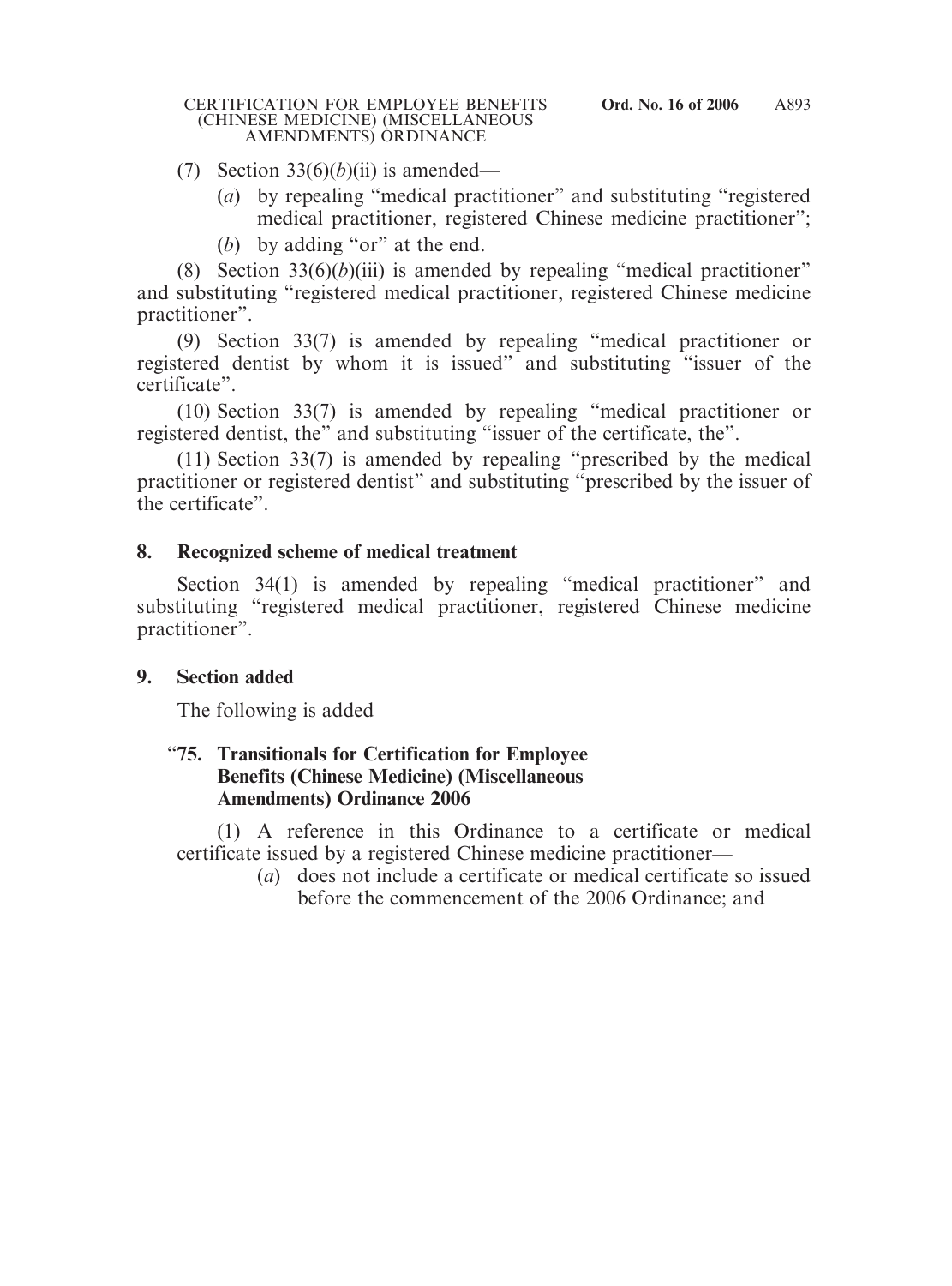(7) Section 33(6)(*b*)(ii) is amended—

(*a*) by repealing "medical practitioner" and substituting "registered medical practitioner, registered Chinese medicine practitioner";

(*b*) by adding "or" at the end.

(8) Section 33(6)(*b*)(iii) is amended by repealing "medical practitioner" and substituting "registered medical practitioner, registered Chinese medicine practitioner".

(9) Section 33(7) is amended by repealing "medical practitioner or registered dentist by whom it is issued" and substituting "issuer of the certificate".

(10) Section 33(7) is amended by repealing "medical practitioner or registered dentist, the" and substituting "issuer of the certificate, the".

(11) Section 33(7) is amended by repealing "prescribed by the medical practitioner or registered dentist" and substituting "prescribed by the issuer of the certificate".

## 8. Recognized scheme of medical treatment

Section 34(1) is amended by repealing "medical practitioner" and substituting "registered medical practitioner, registered Chinese medicine practitioner".

## 9. Section added

The following is added—

### "75. Transitionals for Certification for Employee Benefits (Chinese Medicine) (Miscellaneous Amendments) Ordinance 2006

(1) A reference in this Ordinance to a certificate or medical certificate issued by a registered Chinese medicine practitioner—

(*a*) does not include a certificate or medical certificate so issued before the commencement of the 2006 Ordinance; and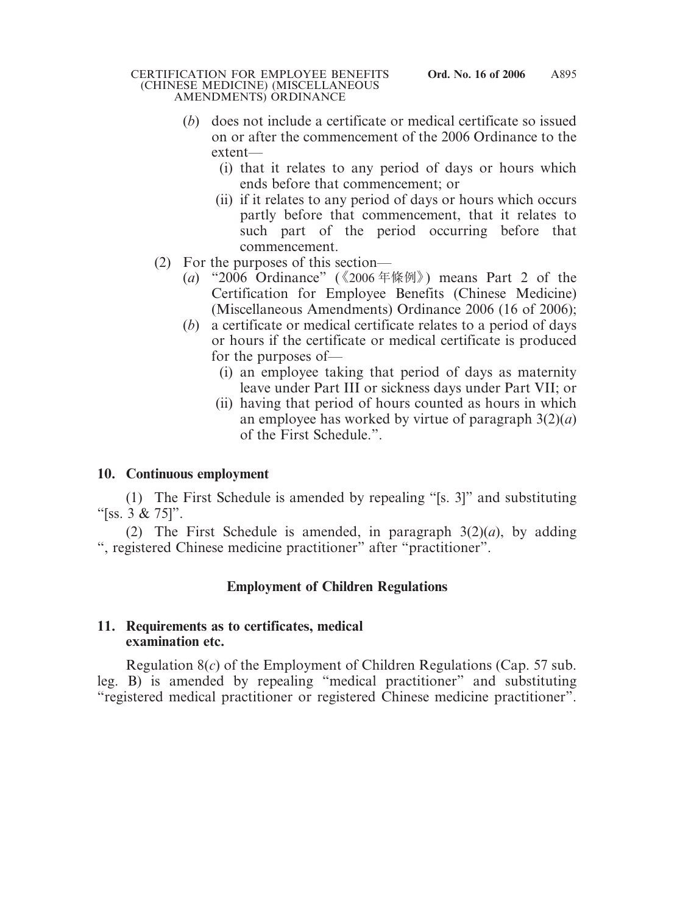(b) does not include a certificate or medical certificate so issued on or after the commencement of the 2006 Ordinance to the extent—

   (i) that it relates to any period of days or hours which ends before that commencement; or

   (ii) if it relates to any period of days or hours which occurs partly before that commencement, that it relates to such part of the period occurring before that commencement.

(2) For the purposes of this section—

   (a) "2006 Ordinance" (《2006年條例》) means Part 2 of the Certification for Employee Benefits (Chinese Medicine) (Miscellaneous Amendments) Ordinance 2006 (16 of 2006);

   (b) a certificate or medical certificate relates to a period of days or hours if the certificate or medical certificate is produced for the purposes of—

      (i) an employee taking that period of days as maternity leave under Part III or sickness days under Part VII; or

      (ii) having that period of hours counted as hours in which an employee has worked by virtue of paragraph 3(2)(a) of the First Schedule.".

**10. Continuous employment**

(1) The First Schedule is amended by repealing "[s. 3]" and substituting "[ss. 3 & 75]".

(2) The First Schedule is amended, in paragraph 3(2)(a), by adding ", registered Chinese medicine practitioner" after "practitioner".

## Employment of Children Regulations

**11. Requirements as to certificates, medical examination etc.**

Regulation 8(c) of the Employment of Children Regulations (Cap. 57 sub. leg. B) is amended by repealing "medical practitioner" and substituting "registered medical practitioner or registered Chinese medicine practitioner".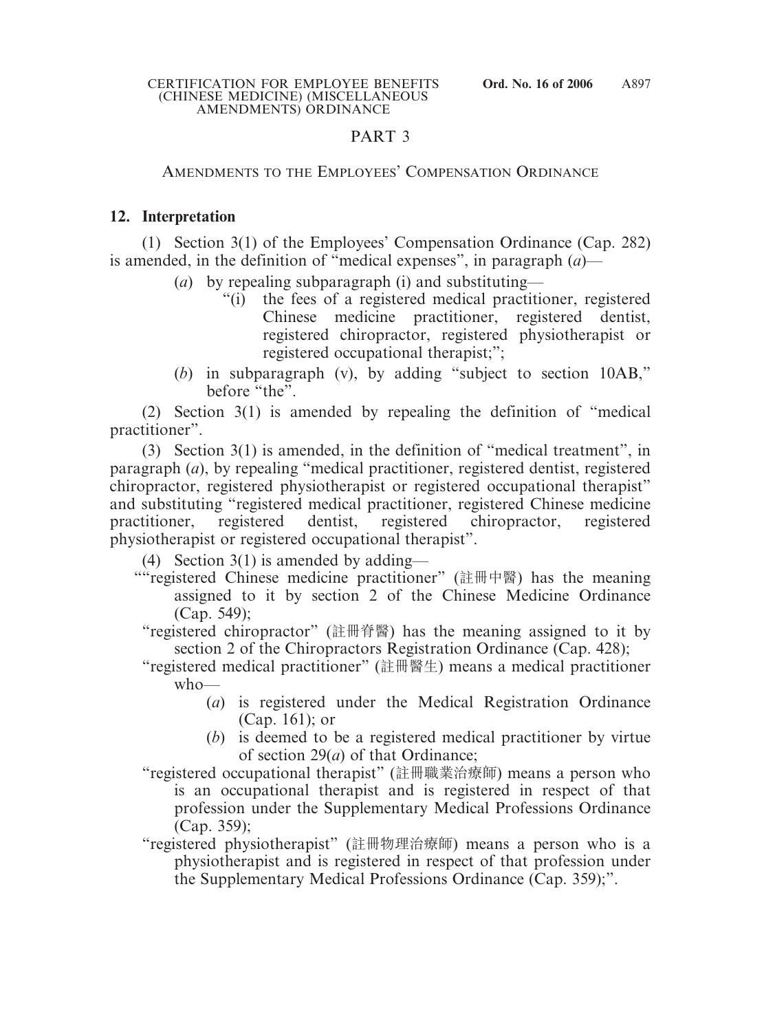## PART 3

### AMENDMENTS TO THE EMPLOYEES' COMPENSATION ORDINANCE

**12. Interpretation**

(1) Section 3(1) of the Employees' Compensation Ordinance (Cap. 282) is amended, in the definition of "medical expenses", in paragraph (*a*)—

(*a*) by repealing subparagraph (i) and substituting—

"(i) the fees of a registered medical practitioner, registered Chinese medicine practitioner, registered dentist, registered chiropractor, registered physiotherapist or registered occupational therapist;";

(*b*) in subparagraph (v), by adding "subject to section 10AB," before "the".

(2) Section 3(1) is amended by repealing the definition of "medical practitioner".

(3) Section 3(1) is amended, in the definition of "medical treatment", in paragraph (*a*), by repealing "medical practitioner, registered dentist, registered chiropractor, registered physiotherapist or registered occupational therapist" and substituting "registered medical practitioner, registered Chinese medicine practitioner, registered dentist, registered chiropractor, registered physiotherapist or registered occupational therapist".

(4) Section 3(1) is amended by adding—

""registered Chinese medicine practitioner" (註冊中醫) has the meaning assigned to it by section 2 of the Chinese Medicine Ordinance (Cap. 549);

"registered chiropractor" (註冊脊醫) has the meaning assigned to it by section 2 of the Chiropractors Registration Ordinance (Cap. 428);

"registered medical practitioner" (註冊醫生) means a medical practitioner who—

(*a*) is registered under the Medical Registration Ordinance (Cap. 161); or

(*b*) is deemed to be a registered medical practitioner by virtue of section 29(*a*) of that Ordinance;

"registered occupational therapist" (註冊職業治療師) means a person who is an occupational therapist and is registered in respect of that profession under the Supplementary Medical Professions Ordinance (Cap. 359);

"registered physiotherapist" (註冊物理治療師) means a person who is a physiotherapist and is registered in respect of that profession under the Supplementary Medical Professions Ordinance (Cap. 359);".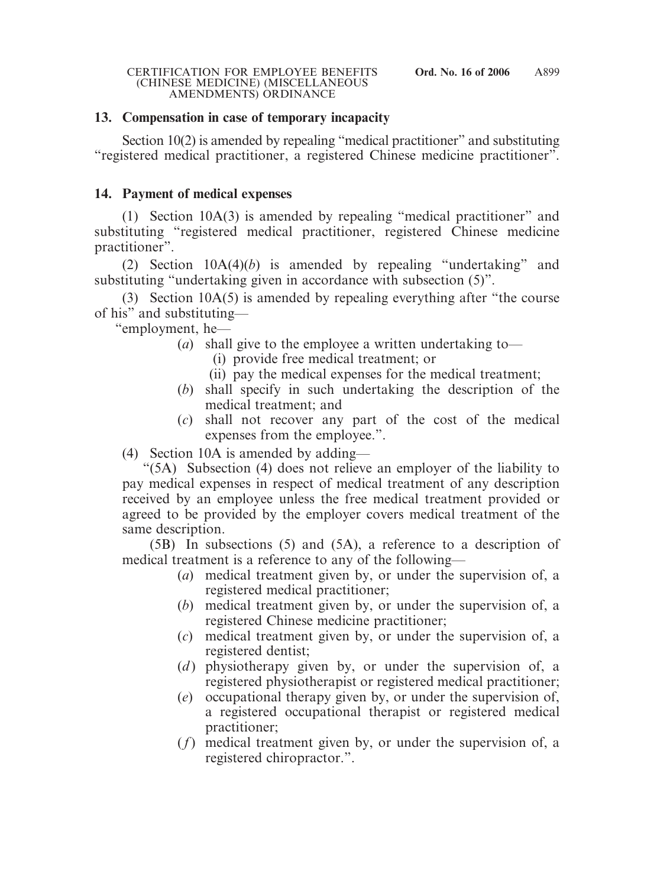## 13. Compensation in case of temporary incapacity

Section 10(2) is amended by repealing "medical practitioner" and substituting "registered medical practitioner, a registered Chinese medicine practitioner".

## 14. Payment of medical expenses

(1) Section 10A(3) is amended by repealing "medical practitioner" and substituting "registered medical practitioner, registered Chinese medicine practitioner".

(2) Section 10A(4)(*b*) is amended by repealing "undertaking" and substituting "undertaking given in accordance with subsection (5)".

(3) Section 10A(5) is amended by repealing everything after "the course of his" and substituting—

"employment, he—

- (*a*) shall give to the employee a written undertaking to—
  - (i) provide free medical treatment; or
  - (ii) pay the medical expenses for the medical treatment;
- (*b*) shall specify in such undertaking the description of the medical treatment; and
- (*c*) shall not recover any part of the cost of the medical expenses from the employee.".

(4) Section 10A is amended by adding—

"(5A) Subsection (4) does not relieve an employer of the liability to pay medical expenses in respect of medical treatment of any description received by an employee unless the free medical treatment provided or agreed to be provided by the employer covers medical treatment of the same description.

(5B) In subsections (5) and (5A), a reference to a description of medical treatment is a reference to any of the following—

- (*a*) medical treatment given by, or under the supervision of, a registered medical practitioner;
- (*b*) medical treatment given by, or under the supervision of, a registered Chinese medicine practitioner;
- (*c*) medical treatment given by, or under the supervision of, a registered dentist;
- (*d*) physiotherapy given by, or under the supervision of, a registered physiotherapist or registered medical practitioner;
- (*e*) occupational therapy given by, or under the supervision of, a registered occupational therapist or registered medical practitioner;
- (*f*) medical treatment given by, or under the supervision of, a registered chiropractor.".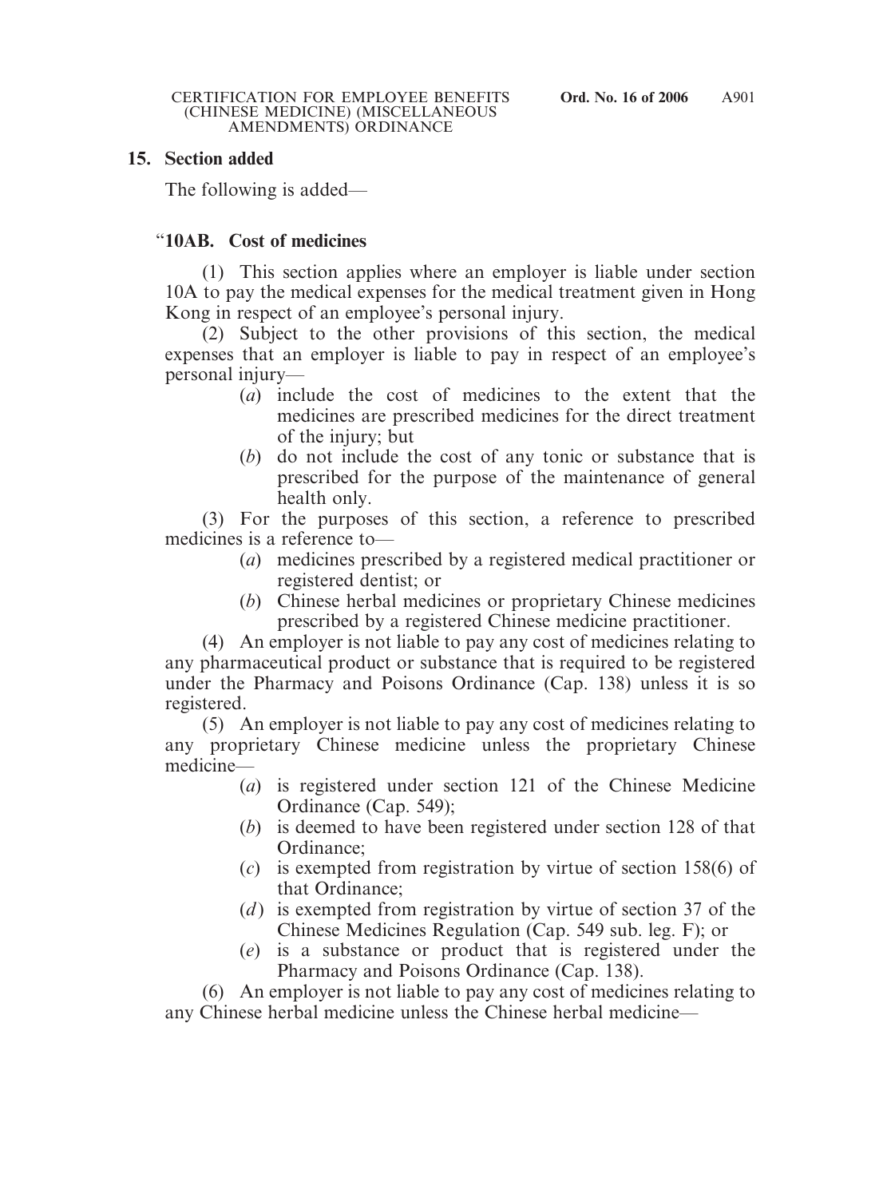**15. Section added**

The following is added—

"**10AB. Cost of medicines**

(1) This section applies where an employer is liable under section 10A to pay the medical expenses for the medical treatment given in Hong Kong in respect of an employee's personal injury.

(2) Subject to the other provisions of this section, the medical expenses that an employer is liable to pay in respect of an employee's personal injury—

- (*a*) include the cost of medicines to the extent that the medicines are prescribed medicines for the direct treatment of the injury; but
- (*b*) do not include the cost of any tonic or substance that is prescribed for the purpose of the maintenance of general health only.

(3) For the purposes of this section, a reference to prescribed medicines is a reference to—

- (*a*) medicines prescribed by a registered medical practitioner or registered dentist; or
- (*b*) Chinese herbal medicines or proprietary Chinese medicines prescribed by a registered Chinese medicine practitioner.

(4) An employer is not liable to pay any cost of medicines relating to any pharmaceutical product or substance that is required to be registered under the Pharmacy and Poisons Ordinance (Cap. 138) unless it is so registered.

(5) An employer is not liable to pay any cost of medicines relating to any proprietary Chinese medicine unless the proprietary Chinese medicine—

- (*a*) is registered under section 121 of the Chinese Medicine Ordinance (Cap. 549);
- (*b*) is deemed to have been registered under section 128 of that Ordinance;
- (*c*) is exempted from registration by virtue of section 158(6) of that Ordinance;
- (*d*) is exempted from registration by virtue of section 37 of the Chinese Medicines Regulation (Cap. 549 sub. leg. F); or
- (*e*) is a substance or product that is registered under the Pharmacy and Poisons Ordinance (Cap. 138).

(6) An employer is not liable to pay any cost of medicines relating to any Chinese herbal medicine unless the Chinese herbal medicine—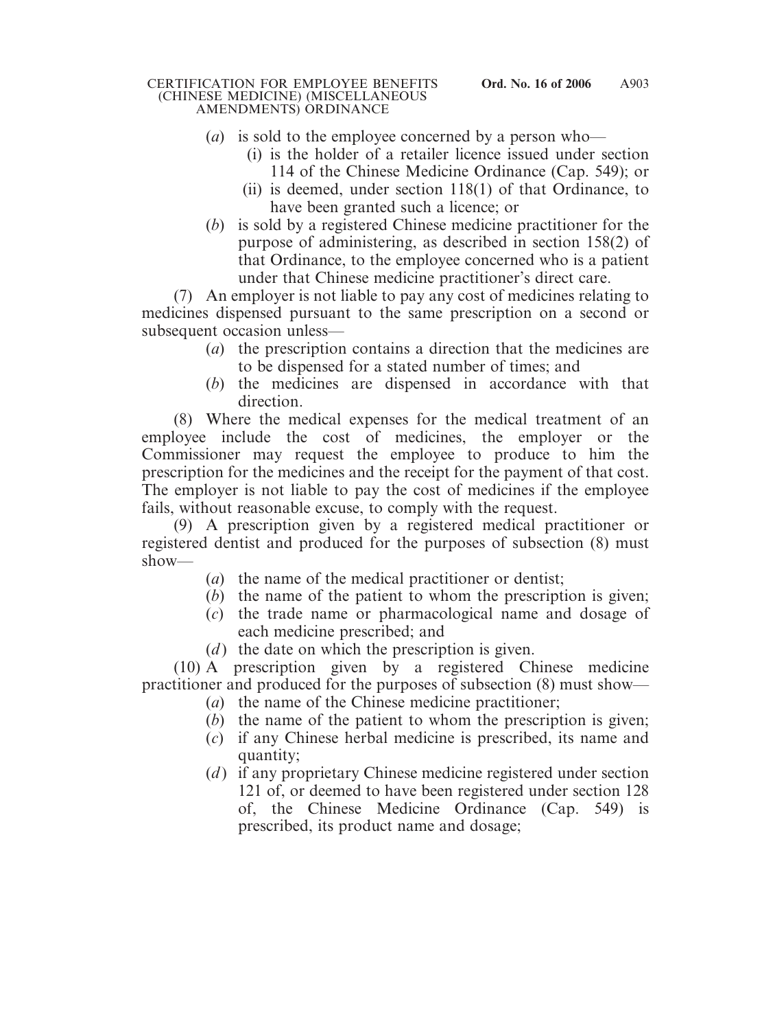(*a*) is sold to the employee concerned by a person who—

(i) is the holder of a retailer licence issued under section 114 of the Chinese Medicine Ordinance (Cap. 549); or

(ii) is deemed, under section 118(1) of that Ordinance, to have been granted such a licence; or

(*b*) is sold by a registered Chinese medicine practitioner for the purpose of administering, as described in section 158(2) of that Ordinance, to the employee concerned who is a patient under that Chinese medicine practitioner's direct care.

(7) An employer is not liable to pay any cost of medicines relating to medicines dispensed pursuant to the same prescription on a second or subsequent occasion unless—

(*a*) the prescription contains a direction that the medicines are to be dispensed for a stated number of times; and

(*b*) the medicines are dispensed in accordance with that direction.

(8) Where the medical expenses for the medical treatment of an employee include the cost of medicines, the employer or the Commissioner may request the employee to produce to him the prescription for the medicines and the receipt for the payment of that cost. The employer is not liable to pay the cost of medicines if the employee fails, without reasonable excuse, to comply with the request.

(9) A prescription given by a registered medical practitioner or registered dentist and produced for the purposes of subsection (8) must show—

(*a*) the name of the medical practitioner or dentist;

(*b*) the name of the patient to whom the prescription is given;

(*c*) the trade name or pharmacological name and dosage of each medicine prescribed; and

(*d*) the date on which the prescription is given.

(10) A prescription given by a registered Chinese medicine practitioner and produced for the purposes of subsection (8) must show—

(*a*) the name of the Chinese medicine practitioner;

(*b*) the name of the patient to whom the prescription is given;

(*c*) if any Chinese herbal medicine is prescribed, its name and quantity;

(*d*) if any proprietary Chinese medicine registered under section 121 of, or deemed to have been registered under section 128 of, the Chinese Medicine Ordinance (Cap. 549) is prescribed, its product name and dosage;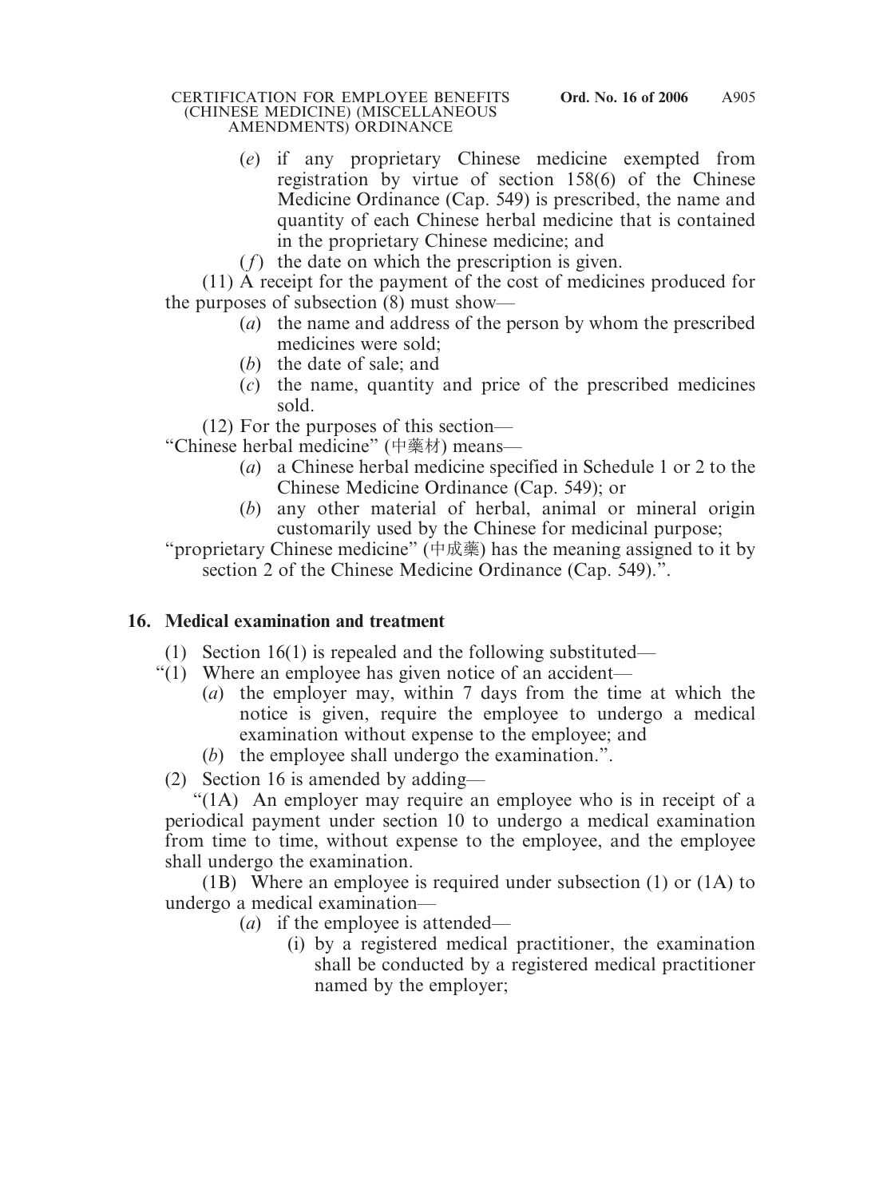(*e*) if any proprietary Chinese medicine exempted from registration by virtue of section 158(6) of the Chinese Medicine Ordinance (Cap. 549) is prescribed, the name and quantity of each Chinese herbal medicine that is contained in the proprietary Chinese medicine; and

(*f*) the date on which the prescription is given.

(11) A receipt for the payment of the cost of medicines produced for the purposes of subsection (8) must show—

(*a*) the name and address of the person by whom the prescribed medicines were sold;

(*b*) the date of sale; and

(*c*) the name, quantity and price of the prescribed medicines sold.

(12) For the purposes of this section—

"Chinese herbal medicine" (中藥材) means—

(*a*) a Chinese herbal medicine specified in Schedule 1 or 2 to the Chinese Medicine Ordinance (Cap. 549); or

(*b*) any other material of herbal, animal or mineral origin customarily used by the Chinese for medicinal purpose;

"proprietary Chinese medicine" (中成藥) has the meaning assigned to it by section 2 of the Chinese Medicine Ordinance (Cap. 549).".

## 16. Medical examination and treatment

(1) Section 16(1) is repealed and the following substituted—

"(1) Where an employee has given notice of an accident—

(*a*) the employer may, within 7 days from the time at which the notice is given, require the employee to undergo a medical examination without expense to the employee; and

(*b*) the employee shall undergo the examination.".

(2) Section 16 is amended by adding—

"(1A) An employer may require an employee who is in receipt of a periodical payment under section 10 to undergo a medical examination from time to time, without expense to the employee, and the employee shall undergo the examination.

(1B) Where an employee is required under subsection (1) or (1A) to undergo a medical examination—

(*a*) if the employee is attended—

(i) by a registered medical practitioner, the examination shall be conducted by a registered medical practitioner named by the employer;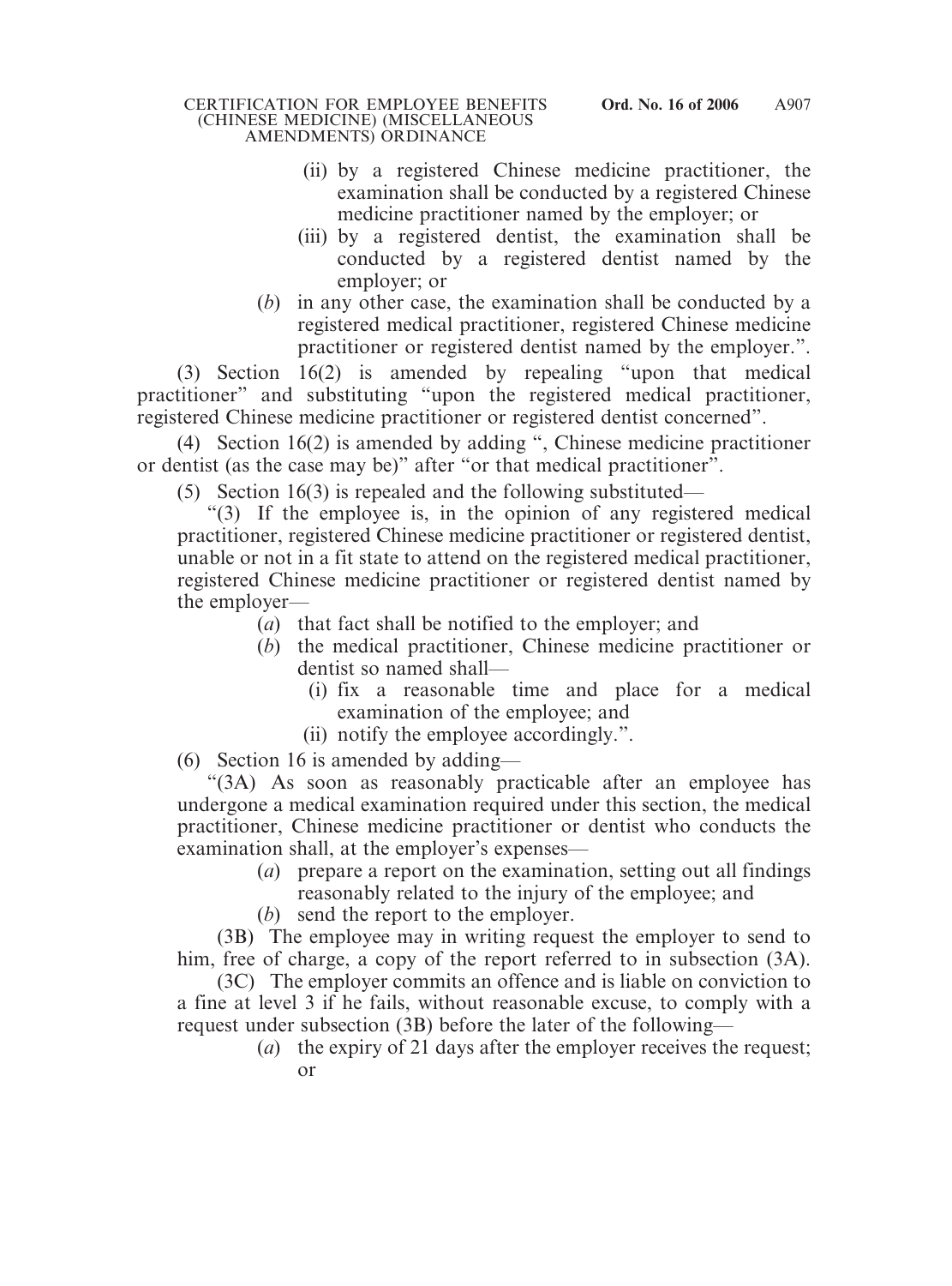(ii) by a registered Chinese medicine practitioner, the examination shall be conducted by a registered Chinese medicine practitioner named by the employer; or

(iii) by a registered dentist, the examination shall be conducted by a registered dentist named by the employer; or

(*b*) in any other case, the examination shall be conducted by a registered medical practitioner, registered Chinese medicine practitioner or registered dentist named by the employer.".

(3) Section 16(2) is amended by repealing "upon that medical practitioner" and substituting "upon the registered medical practitioner, registered Chinese medicine practitioner or registered dentist concerned".

(4) Section 16(2) is amended by adding ", Chinese medicine practitioner or dentist (as the case may be)" after "or that medical practitioner".

(5) Section 16(3) is repealed and the following substituted—

"(3) If the employee is, in the opinion of any registered medical practitioner, registered Chinese medicine practitioner or registered dentist, unable or not in a fit state to attend on the registered medical practitioner, registered Chinese medicine practitioner or registered dentist named by the employer—

(*a*) that fact shall be notified to the employer; and

(*b*) the medical practitioner, Chinese medicine practitioner or dentist so named shall—

(i) fix a reasonable time and place for a medical examination of the employee; and

(ii) notify the employee accordingly.".

(6) Section 16 is amended by adding—

"(3A) As soon as reasonably practicable after an employee has undergone a medical examination required under this section, the medical practitioner, Chinese medicine practitioner or dentist who conducts the examination shall, at the employer's expenses—

(*a*) prepare a report on the examination, setting out all findings reasonably related to the injury of the employee; and

(*b*) send the report to the employer.

(3B) The employee may in writing request the employer to send to him, free of charge, a copy of the report referred to in subsection (3A).

(3C) The employer commits an offence and is liable on conviction to a fine at level 3 if he fails, without reasonable excuse, to comply with a request under subsection (3B) before the later of the following—

(*a*) the expiry of 21 days after the employer receives the request; or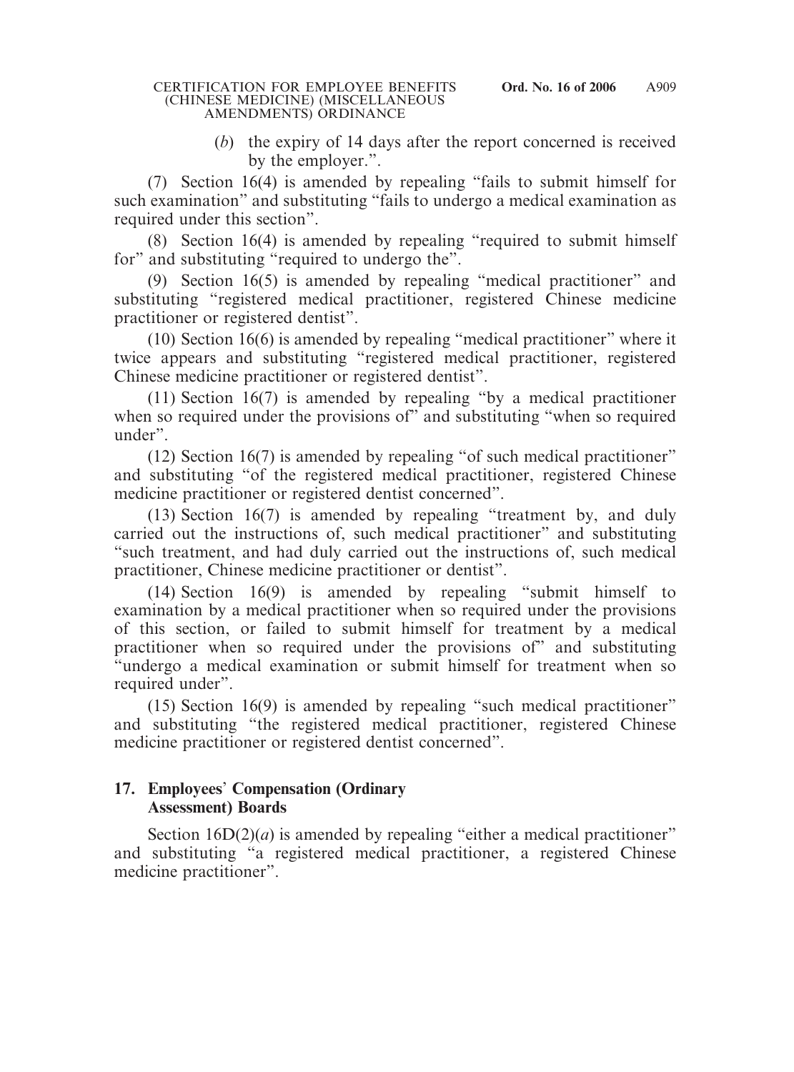(*b*) the expiry of 14 days after the report concerned is received by the employer.".

(7) Section 16(4) is amended by repealing "fails to submit himself for such examination" and substituting "fails to undergo a medical examination as required under this section".

(8) Section 16(4) is amended by repealing "required to submit himself for" and substituting "required to undergo the".

(9) Section 16(5) is amended by repealing "medical practitioner" and substituting "registered medical practitioner, registered Chinese medicine practitioner or registered dentist".

(10) Section 16(6) is amended by repealing "medical practitioner" where it twice appears and substituting "registered medical practitioner, registered Chinese medicine practitioner or registered dentist".

(11) Section 16(7) is amended by repealing "by a medical practitioner when so required under the provisions of" and substituting "when so required under".

(12) Section 16(7) is amended by repealing "of such medical practitioner" and substituting "of the registered medical practitioner, registered Chinese medicine practitioner or registered dentist concerned".

(13) Section 16(7) is amended by repealing "treatment by, and duly carried out the instructions of, such medical practitioner" and substituting "such treatment, and had duly carried out the instructions of, such medical practitioner, Chinese medicine practitioner or dentist".

(14) Section 16(9) is amended by repealing "submit himself to examination by a medical practitioner when so required under the provisions of this section, or failed to submit himself for treatment by a medical practitioner when so required under the provisions of" and substituting "undergo a medical examination or submit himself for treatment when so required under".

(15) Section 16(9) is amended by repealing "such medical practitioner" and substituting "the registered medical practitioner, registered Chinese medicine practitioner or registered dentist concerned".

**17. Employees' Compensation (Ordinary Assessment) Boards**

Section 16D(2)(*a*) is amended by repealing "either a medical practitioner" and substituting "a registered medical practitioner, a registered Chinese medicine practitioner".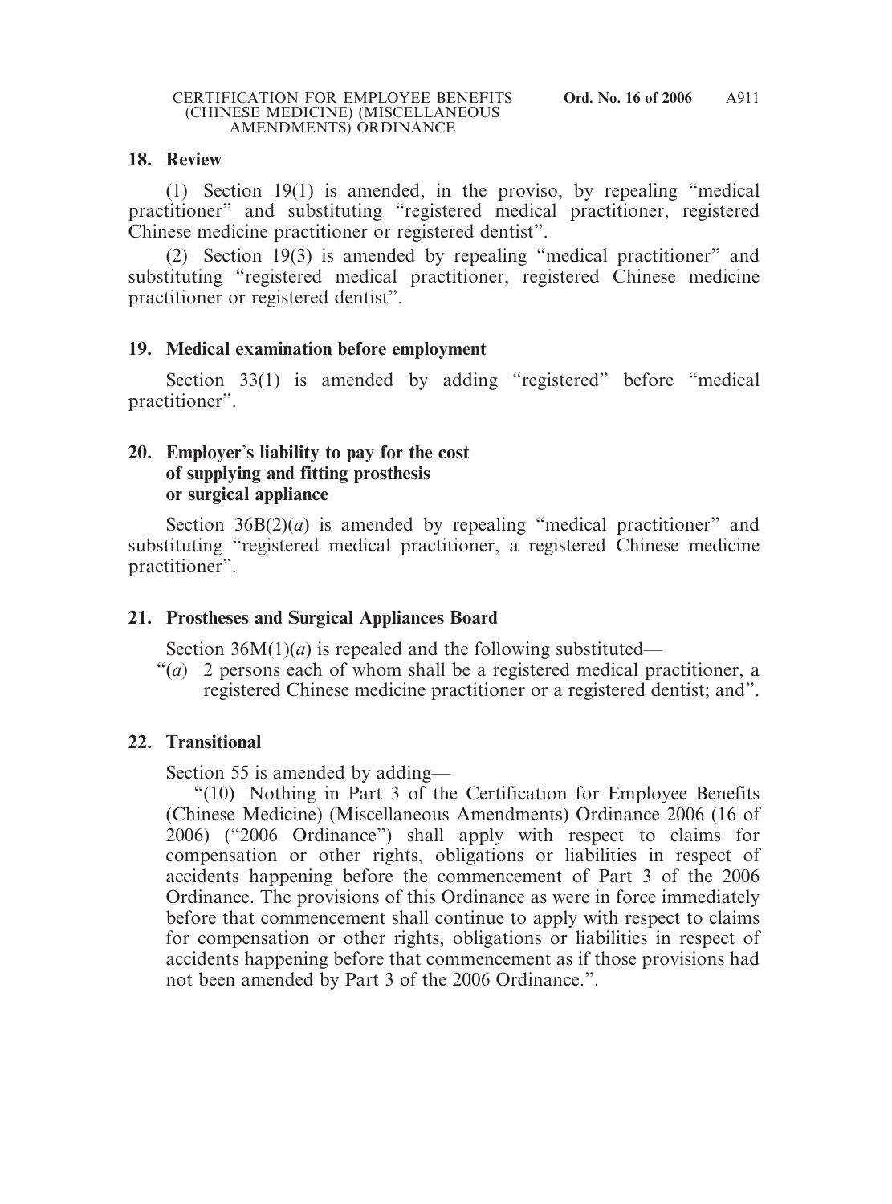### 18. Review

(1) Section 19(1) is amended, in the proviso, by repealing "medical practitioner" and substituting "registered medical practitioner, registered Chinese medicine practitioner or registered dentist".

(2) Section 19(3) is amended by repealing "medical practitioner" and substituting "registered medical practitioner, registered Chinese medicine practitioner or registered dentist".

### 19. Medical examination before employment

Section 33(1) is amended by adding "registered" before "medical practitioner".

### 20. Employer's liability to pay for the cost of supplying and fitting prosthesis or surgical appliance

Section 36B(2)(*a*) is amended by repealing "medical practitioner" and substituting "registered medical practitioner, a registered Chinese medicine practitioner".

### 21. Prostheses and Surgical Appliances Board

Section 36M(1)(*a*) is repealed and the following substituted—

"(*a*) 2 persons each of whom shall be a registered medical practitioner, a registered Chinese medicine practitioner or a registered dentist; and".

### 22. Transitional

Section 55 is amended by adding—

"(10) Nothing in Part 3 of the Certification for Employee Benefits (Chinese Medicine) (Miscellaneous Amendments) Ordinance 2006 (16 of 2006) ("2006 Ordinance") shall apply with respect to claims for compensation or other rights, obligations or liabilities in respect of accidents happening before the commencement of Part 3 of the 2006 Ordinance. The provisions of this Ordinance as were in force immediately before that commencement shall continue to apply with respect to claims for compensation or other rights, obligations or liabilities in respect of accidents happening before that commencement as if those provisions had not been amended by Part 3 of the 2006 Ordinance.".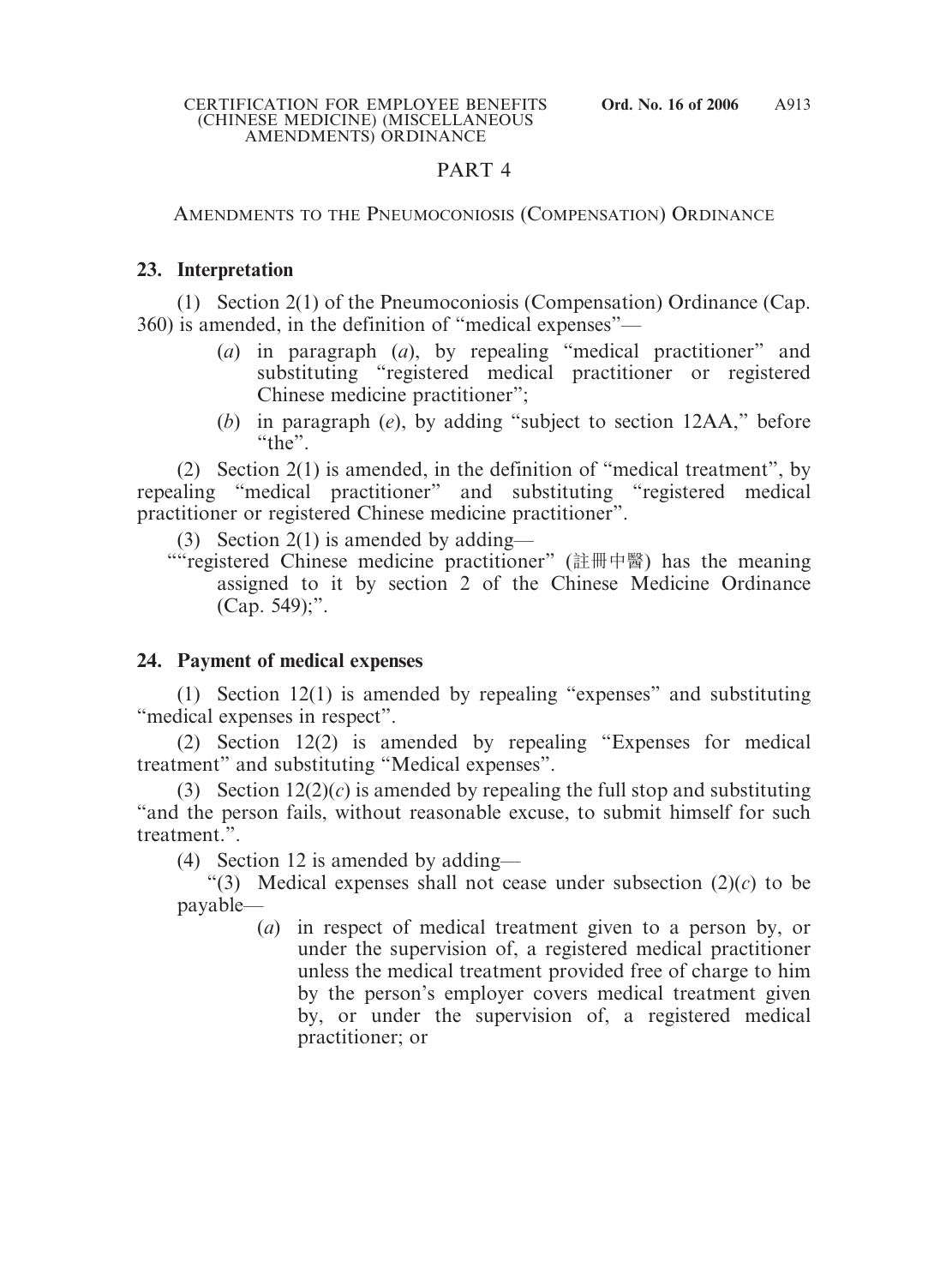## PART 4

### Amendments to the Pneumoconiosis (Compensation) Ordinance

**23. Interpretation**

(1) Section 2(1) of the Pneumoconiosis (Compensation) Ordinance (Cap. 360) is amended, in the definition of "medical expenses"—

(*a*) in paragraph (*a*), by repealing "medical practitioner" and substituting "registered medical practitioner or registered Chinese medicine practitioner";

(*b*) in paragraph (*e*), by adding "subject to section 12AA," before "the".

(2) Section 2(1) is amended, in the definition of "medical treatment", by repealing "medical practitioner" and substituting "registered medical practitioner or registered Chinese medicine practitioner".

(3) Section 2(1) is amended by adding—

""registered Chinese medicine practitioner" (註冊中醫) has the meaning assigned to it by section 2 of the Chinese Medicine Ordinance (Cap. 549);".

**24. Payment of medical expenses**

(1) Section 12(1) is amended by repealing "expenses" and substituting "medical expenses in respect".

(2) Section 12(2) is amended by repealing "Expenses for medical treatment" and substituting "Medical expenses".

(3) Section 12(2)(*c*) is amended by repealing the full stop and substituting "and the person fails, without reasonable excuse, to submit himself for such treatment.".

(4) Section 12 is amended by adding—

"(3) Medical expenses shall not cease under subsection (2)(*c*) to be payable—

(*a*) in respect of medical treatment given to a person by, or under the supervision of, a registered medical practitioner unless the medical treatment provided free of charge to him by the person's employer covers medical treatment given by, or under the supervision of, a registered medical practitioner; or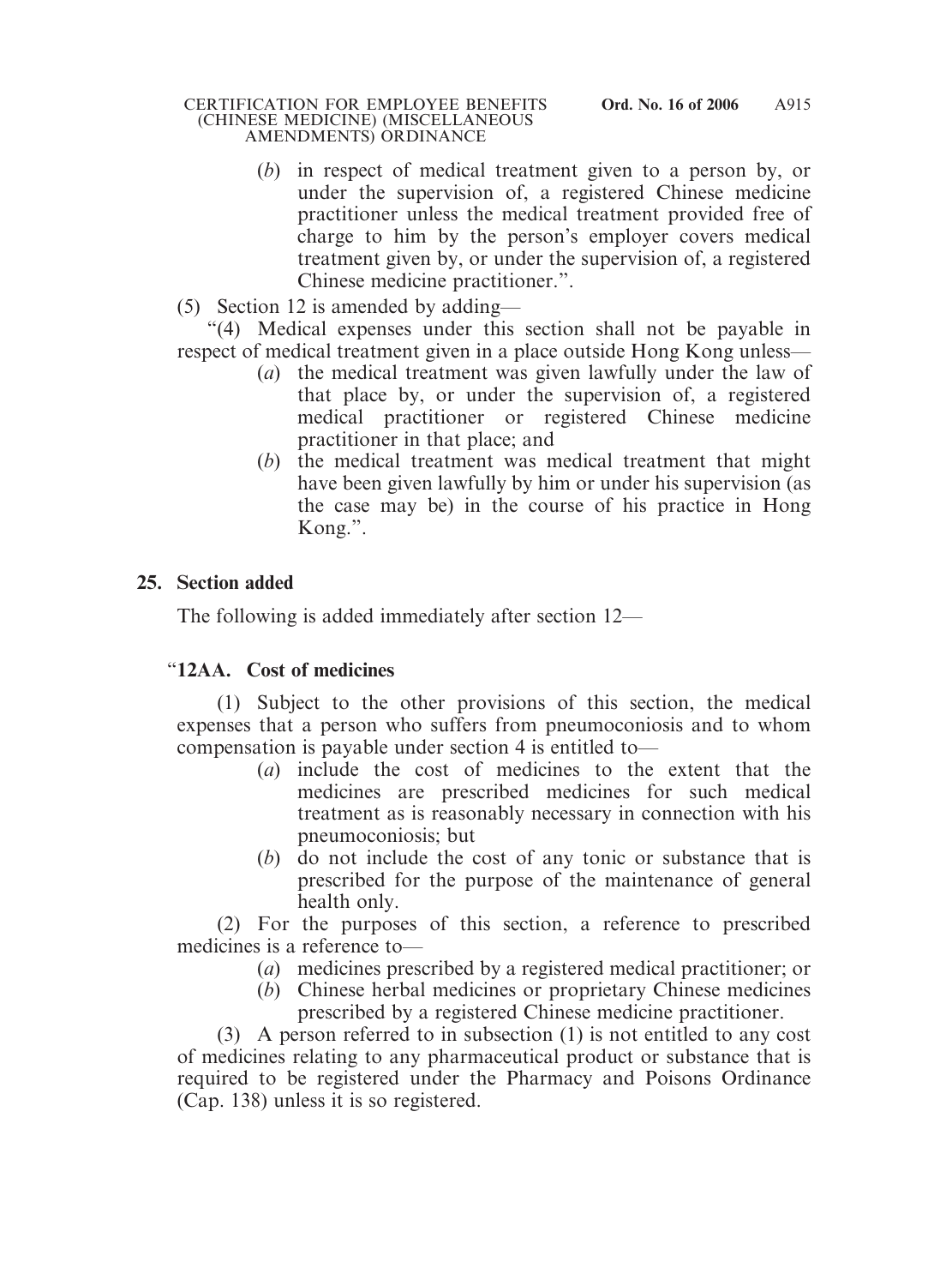(*b*) in respect of medical treatment given to a person by, or under the supervision of, a registered Chinese medicine practitioner unless the medical treatment provided free of charge to him by the person's employer covers medical treatment given by, or under the supervision of, a registered Chinese medicine practitioner.".

(5) Section 12 is amended by adding—

"(4) Medical expenses under this section shall not be payable in respect of medical treatment given in a place outside Hong Kong unless—

(*a*) the medical treatment was given lawfully under the law of that place by, or under the supervision of, a registered medical practitioner or registered Chinese medicine practitioner in that place; and

(*b*) the medical treatment was medical treatment that might have been given lawfully by him or under his supervision (as the case may be) in the course of his practice in Hong Kong.".

**25. Section added**

The following is added immediately after section 12—

"**12AA. Cost of medicines**

(1) Subject to the other provisions of this section, the medical expenses that a person who suffers from pneumoconiosis and to whom compensation is payable under section 4 is entitled to—

(*a*) include the cost of medicines to the extent that the medicines are prescribed medicines for such medical treatment as is reasonably necessary in connection with his pneumoconiosis; but

(*b*) do not include the cost of any tonic or substance that is prescribed for the purpose of the maintenance of general health only.

(2) For the purposes of this section, a reference to prescribed medicines is a reference to—

(*a*) medicines prescribed by a registered medical practitioner; or

(*b*) Chinese herbal medicines or proprietary Chinese medicines prescribed by a registered Chinese medicine practitioner.

(3) A person referred to in subsection (1) is not entitled to any cost of medicines relating to any pharmaceutical product or substance that is required to be registered under the Pharmacy and Poisons Ordinance (Cap. 138) unless it is so registered.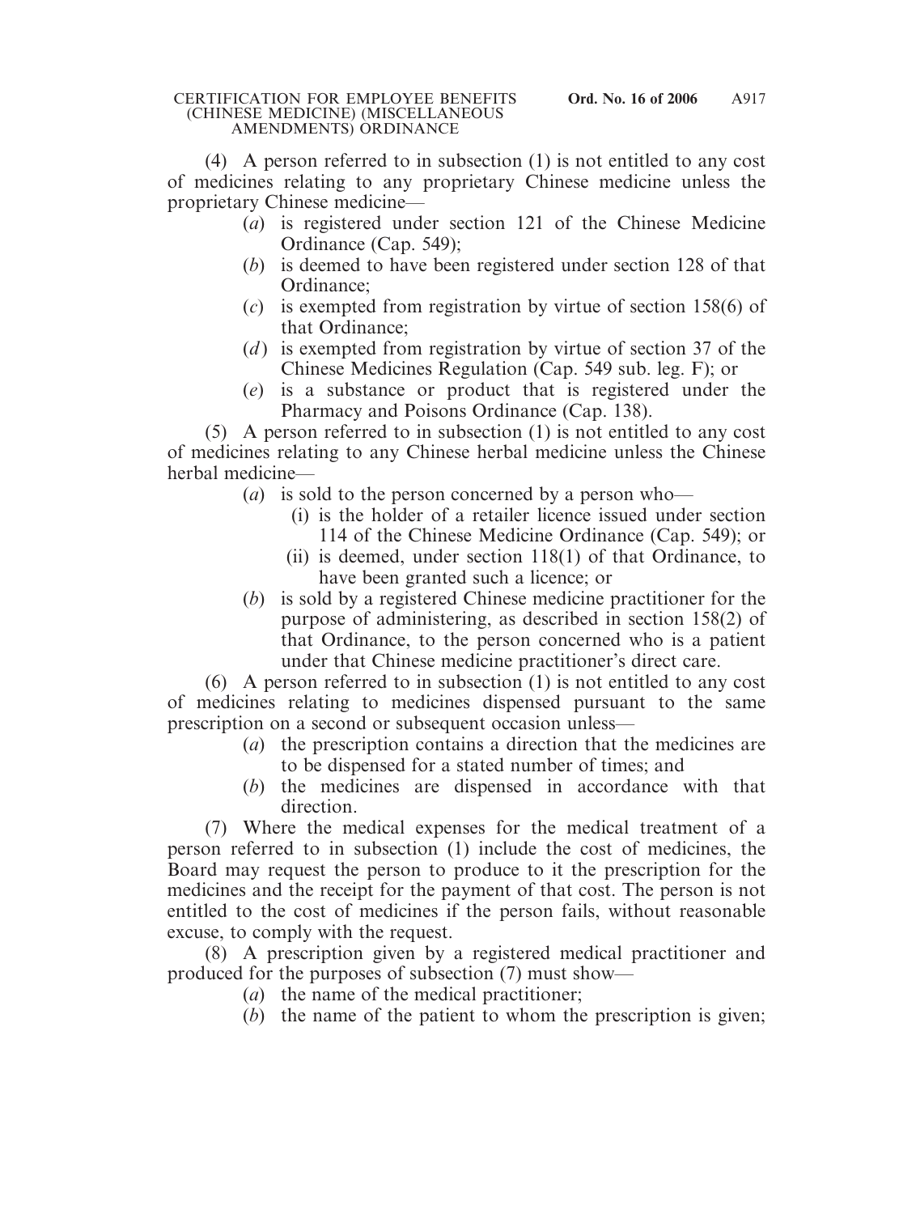(4) A person referred to in subsection (1) is not entitled to any cost of medicines relating to any proprietary Chinese medicine unless the proprietary Chinese medicine—

- (*a*) is registered under section 121 of the Chinese Medicine Ordinance (Cap. 549);
- (*b*) is deemed to have been registered under section 128 of that Ordinance;
- (*c*) is exempted from registration by virtue of section 158(6) of that Ordinance;
- (*d*) is exempted from registration by virtue of section 37 of the Chinese Medicines Regulation (Cap. 549 sub. leg. F); or
- (*e*) is a substance or product that is registered under the Pharmacy and Poisons Ordinance (Cap. 138).

(5) A person referred to in subsection (1) is not entitled to any cost of medicines relating to any Chinese herbal medicine unless the Chinese herbal medicine—

- (*a*) is sold to the person concerned by a person who—
  - (i) is the holder of a retailer licence issued under section 114 of the Chinese Medicine Ordinance (Cap. 549); or
  - (ii) is deemed, under section 118(1) of that Ordinance, to have been granted such a licence; or
- (*b*) is sold by a registered Chinese medicine practitioner for the purpose of administering, as described in section 158(2) of that Ordinance, to the person concerned who is a patient under that Chinese medicine practitioner's direct care.

(6) A person referred to in subsection (1) is not entitled to any cost of medicines relating to medicines dispensed pursuant to the same prescription on a second or subsequent occasion unless—

- (*a*) the prescription contains a direction that the medicines are to be dispensed for a stated number of times; and
- (*b*) the medicines are dispensed in accordance with that direction.

(7) Where the medical expenses for the medical treatment of a person referred to in subsection (1) include the cost of medicines, the Board may request the person to produce to it the prescription for the medicines and the receipt for the payment of that cost. The person is not entitled to the cost of medicines if the person fails, without reasonable excuse, to comply with the request.

(8) A prescription given by a registered medical practitioner and produced for the purposes of subsection (7) must show—

- (*a*) the name of the medical practitioner;
- (*b*) the name of the patient to whom the prescription is given;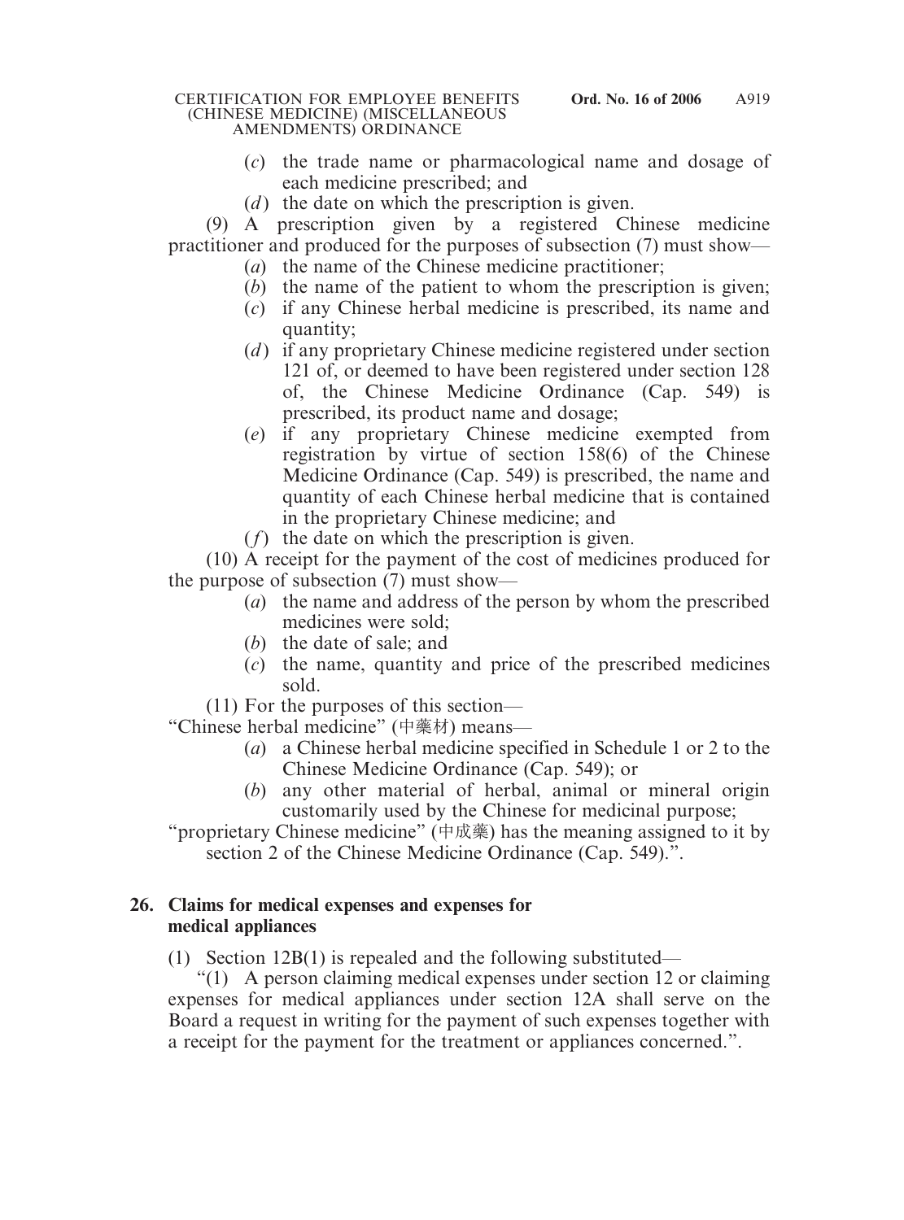(*c*) the trade name or pharmacological name and dosage of each medicine prescribed; and

(*d*) the date on which the prescription is given.

(9) A prescription given by a registered Chinese medicine practitioner and produced for the purposes of subsection (7) must show—

(*a*) the name of the Chinese medicine practitioner;

(*b*) the name of the patient to whom the prescription is given;

(*c*) if any Chinese herbal medicine is prescribed, its name and quantity;

(*d*) if any proprietary Chinese medicine registered under section 121 of, or deemed to have been registered under section 128 of, the Chinese Medicine Ordinance (Cap. 549) is prescribed, its product name and dosage;

(*e*) if any proprietary Chinese medicine exempted from registration by virtue of section 158(6) of the Chinese Medicine Ordinance (Cap. 549) is prescribed, the name and quantity of each Chinese herbal medicine that is contained in the proprietary Chinese medicine; and

(*f*) the date on which the prescription is given.

(10) A receipt for the payment of the cost of medicines produced for the purpose of subsection (7) must show—

(*a*) the name and address of the person by whom the prescribed medicines were sold;

(*b*) the date of sale; and

(*c*) the name, quantity and price of the prescribed medicines sold.

(11) For the purposes of this section—

"Chinese herbal medicine" (中藥材) means—

(*a*) a Chinese herbal medicine specified in Schedule 1 or 2 to the Chinese Medicine Ordinance (Cap. 549); or

(*b*) any other material of herbal, animal or mineral origin customarily used by the Chinese for medicinal purpose;

"proprietary Chinese medicine" (中成藥) has the meaning assigned to it by section 2 of the Chinese Medicine Ordinance (Cap. 549).".

**26. Claims for medical expenses and expenses for medical appliances**

(1) Section 12B(1) is repealed and the following substituted—

"(1) A person claiming medical expenses under section 12 or claiming expenses for medical appliances under section 12A shall serve on the Board a request in writing for the payment of such expenses together with a receipt for the payment for the treatment or appliances concerned.".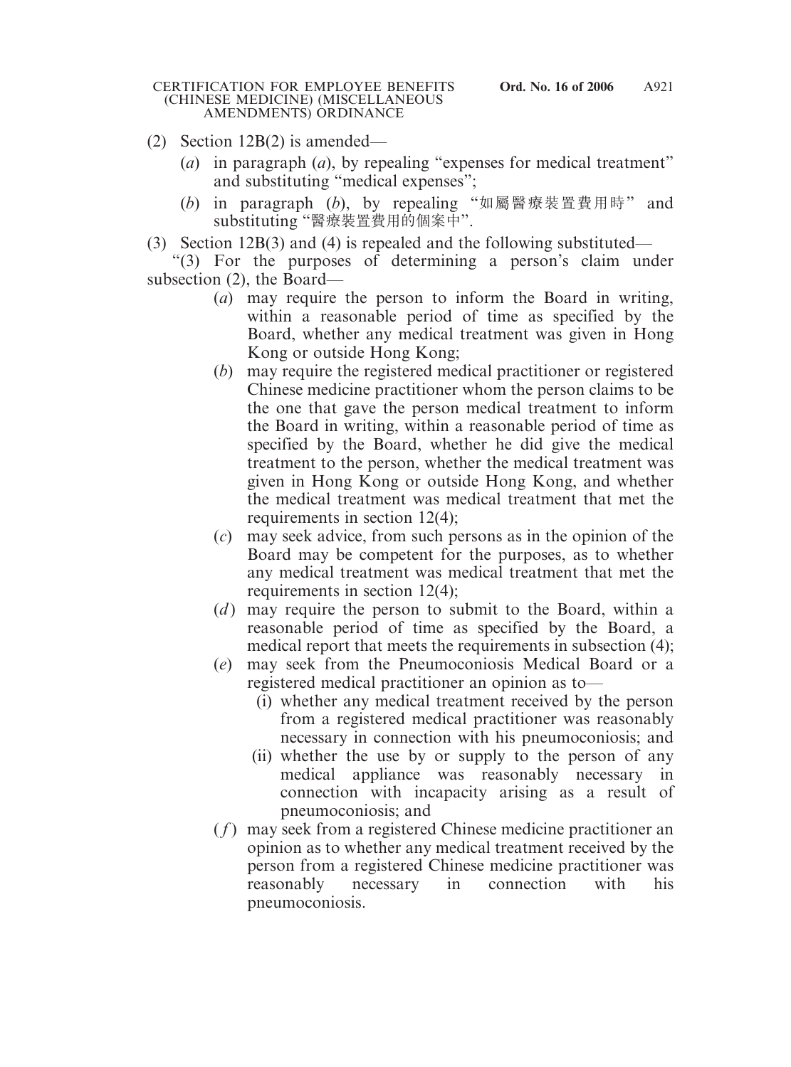(2) Section 12B(2) is amended—

(*a*) in paragraph (*a*), by repealing "expenses for medical treatment" and substituting "medical expenses";

(*b*) in paragraph (*b*), by repealing "如屬醫療裝置費用時" and substituting "醫療裝置費用的個案中".

(3) Section 12B(3) and (4) is repealed and the following substituted—

"(3) For the purposes of determining a person's claim under subsection (2), the Board—

(*a*) may require the person to inform the Board in writing, within a reasonable period of time as specified by the Board, whether any medical treatment was given in Hong Kong or outside Hong Kong;

(*b*) may require the registered medical practitioner or registered Chinese medicine practitioner whom the person claims to be the one that gave the person medical treatment to inform the Board in writing, within a reasonable period of time as specified by the Board, whether he did give the medical treatment to the person, whether the medical treatment was given in Hong Kong or outside Hong Kong, and whether the medical treatment was medical treatment that met the requirements in section 12(4);

(*c*) may seek advice, from such persons as in the opinion of the Board may be competent for the purposes, as to whether any medical treatment was medical treatment that met the requirements in section 12(4);

(*d*) may require the person to submit to the Board, within a reasonable period of time as specified by the Board, a medical report that meets the requirements in subsection (4);

(*e*) may seek from the Pneumoconiosis Medical Board or a registered medical practitioner an opinion as to—

(i) whether any medical treatment received by the person from a registered medical practitioner was reasonably necessary in connection with his pneumoconiosis; and

(ii) whether the use by or supply to the person of any medical appliance was reasonably necessary in connection with incapacity arising as a result of pneumoconiosis; and

(*f*) may seek from a registered Chinese medicine practitioner an opinion as to whether any medical treatment received by the person from a registered Chinese medicine practitioner was reasonably necessary in connection with his pneumoconiosis.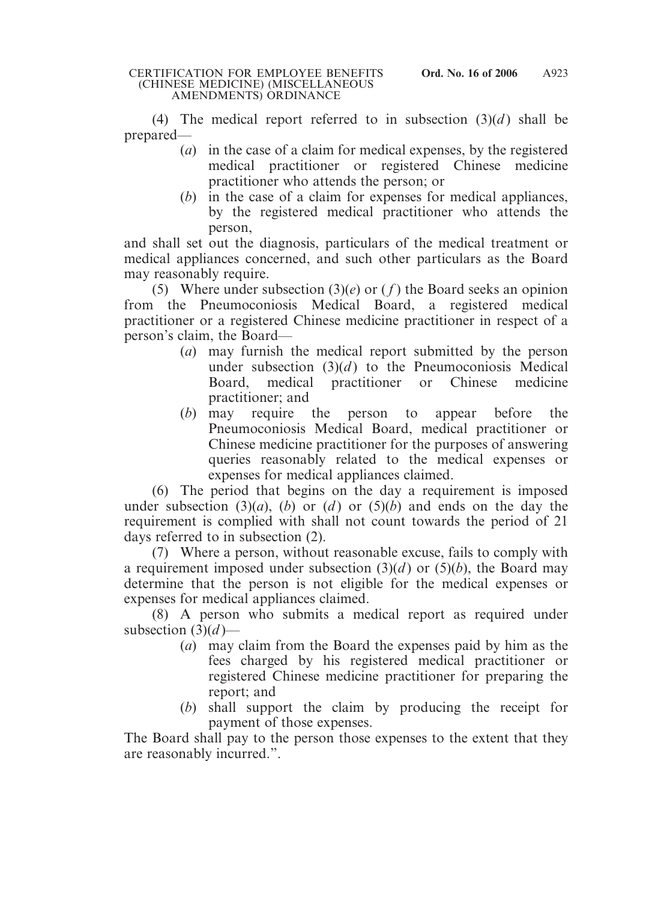(4) The medical report referred to in subsection (3)(*d*) shall be prepared—

- (*a*) in the case of a claim for medical expenses, by the registered medical practitioner or registered Chinese medicine practitioner who attends the person; or
- (*b*) in the case of a claim for expenses for medical appliances, by the registered medical practitioner who attends the person,

and shall set out the diagnosis, particulars of the medical treatment or medical appliances concerned, and such other particulars as the Board may reasonably require.

(5) Where under subsection (3)(*e*) or (*f*) the Board seeks an opinion from the Pneumoconiosis Medical Board, a registered medical practitioner or a registered Chinese medicine practitioner in respect of a person's claim, the Board—

- (*a*) may furnish the medical report submitted by the person under subsection (3)(*d*) to the Pneumoconiosis Medical Board, medical practitioner or Chinese medicine practitioner; and
- (*b*) may require the person to appear before the Pneumoconiosis Medical Board, medical practitioner or Chinese medicine practitioner for the purposes of answering queries reasonably related to the medical expenses or expenses for medical appliances claimed.

(6) The period that begins on the day a requirement is imposed under subsection (3)(*a*), (*b*) or (*d*) or (5)(*b*) and ends on the day the requirement is complied with shall not count towards the period of 21 days referred to in subsection (2).

(7) Where a person, without reasonable excuse, fails to comply with a requirement imposed under subsection (3)(*d*) or (5)(*b*), the Board may determine that the person is not eligible for the medical expenses or expenses for medical appliances claimed.

(8) A person who submits a medical report as required under subsection (3)(*d*)—

- (*a*) may claim from the Board the expenses paid by him as the fees charged by his registered medical practitioner or registered Chinese medicine practitioner for preparing the report; and
- (*b*) shall support the claim by producing the receipt for payment of those expenses.

The Board shall pay to the person those expenses to the extent that they are reasonably incurred.".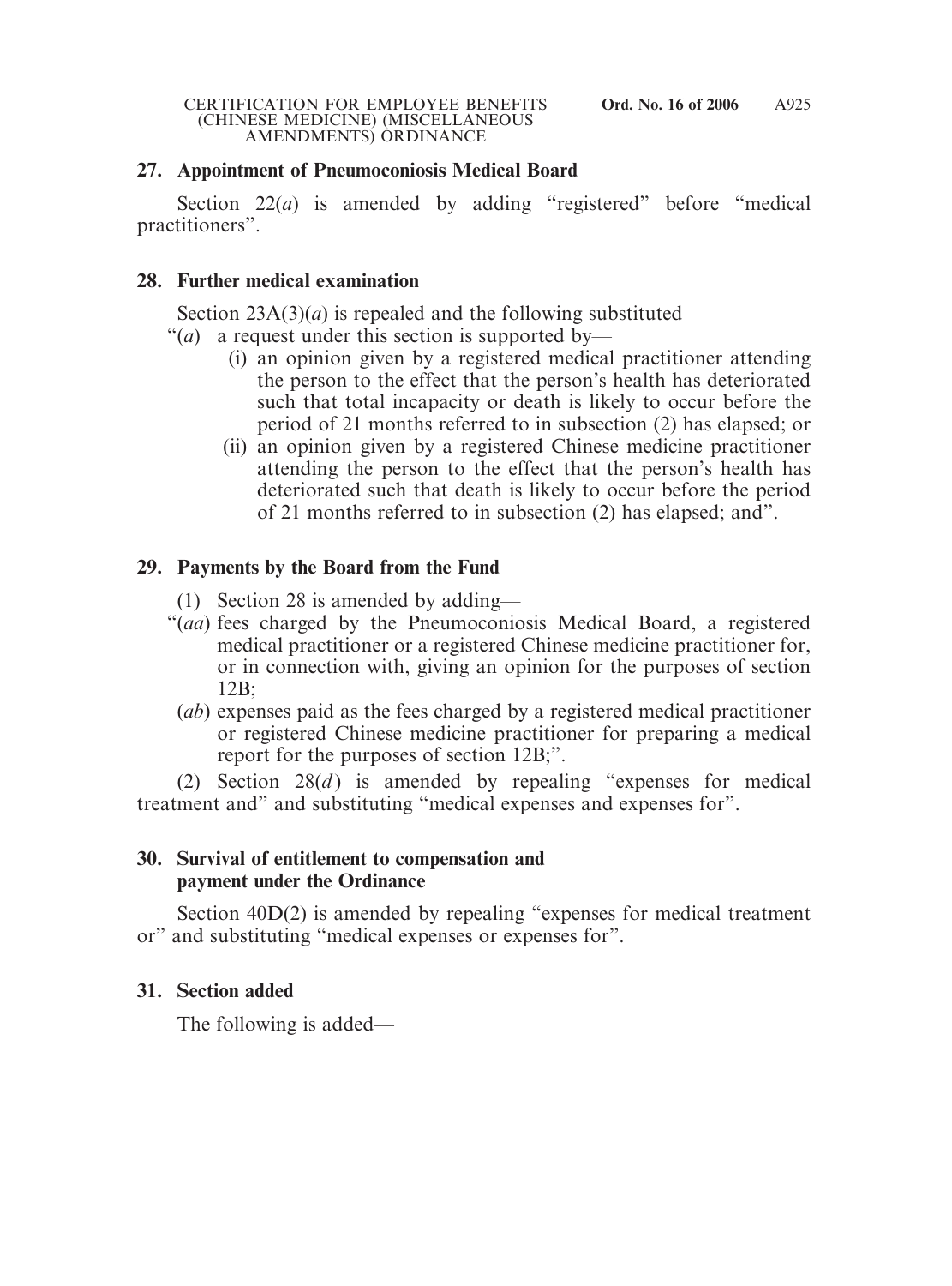**27. Appointment of Pneumoconiosis Medical Board**

Section 22(*a*) is amended by adding "registered" before "medical practitioners".

**28. Further medical examination**

Section 23A(3)(*a*) is repealed and the following substituted—

"(*a*) a request under this section is supported by—

(i) an opinion given by a registered medical practitioner attending the person to the effect that the person's health has deteriorated such that total incapacity or death is likely to occur before the period of 21 months referred to in subsection (2) has elapsed; or

(ii) an opinion given by a registered Chinese medicine practitioner attending the person to the effect that the person's health has deteriorated such that death is likely to occur before the period of 21 months referred to in subsection (2) has elapsed; and".

**29. Payments by the Board from the Fund**

(1) Section 28 is amended by adding—

"(*aa*) fees charged by the Pneumoconiosis Medical Board, a registered medical practitioner or a registered Chinese medicine practitioner for, or in connection with, giving an opinion for the purposes of section 12B;

(*ab*) expenses paid as the fees charged by a registered medical practitioner or registered Chinese medicine practitioner for preparing a medical report for the purposes of section 12B;".

(2) Section 28(*d*) is amended by repealing "expenses for medical treatment and" and substituting "medical expenses and expenses for".

**30. Survival of entitlement to compensation and payment under the Ordinance**

Section 40D(2) is amended by repealing "expenses for medical treatment or" and substituting "medical expenses or expenses for".

**31. Section added**

The following is added—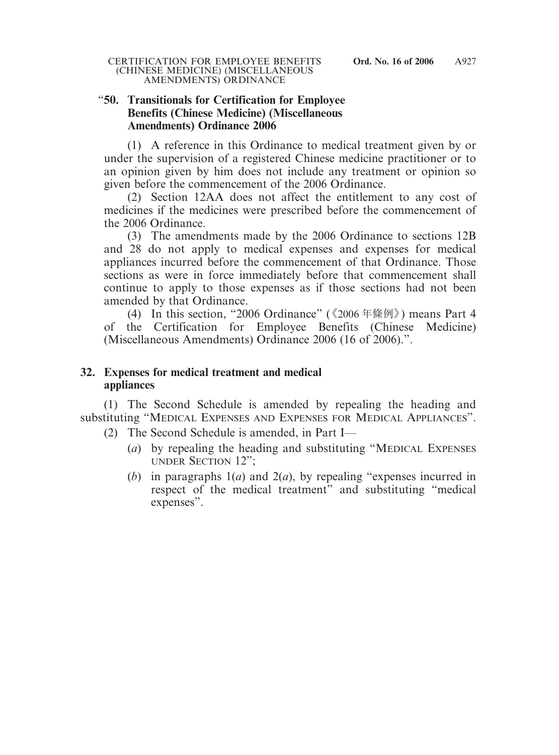"**50. Transitionals for Certification for Employee Benefits (Chinese Medicine) (Miscellaneous Amendments) Ordinance 2006**

(1) A reference in this Ordinance to medical treatment given by or under the supervision of a registered Chinese medicine practitioner or to an opinion given by him does not include any treatment or opinion so given before the commencement of the 2006 Ordinance.

(2) Section 12AA does not affect the entitlement to any cost of medicines if the medicines were prescribed before the commencement of the 2006 Ordinance.

(3) The amendments made by the 2006 Ordinance to sections 12B and 28 do not apply to medical expenses and expenses for medical appliances incurred before the commencement of that Ordinance. Those sections as were in force immediately before that commencement shall continue to apply to those expenses as if those sections had not been amended by that Ordinance.

(4) In this section, "2006 Ordinance" (《2006 年條例》) means Part 4 of the Certification for Employee Benefits (Chinese Medicine) (Miscellaneous Amendments) Ordinance 2006 (16 of 2006).".

**32. Expenses for medical treatment and medical appliances**

(1) The Second Schedule is amended by repealing the heading and substituting "MEDICAL EXPENSES AND EXPENSES FOR MEDICAL APPLIANCES".

(2) The Second Schedule is amended, in Part I—

(*a*) by repealing the heading and substituting "MEDICAL EXPENSES UNDER SECTION 12";

(*b*) in paragraphs 1(*a*) and 2(*a*), by repealing "expenses incurred in respect of the medical treatment" and substituting "medical expenses".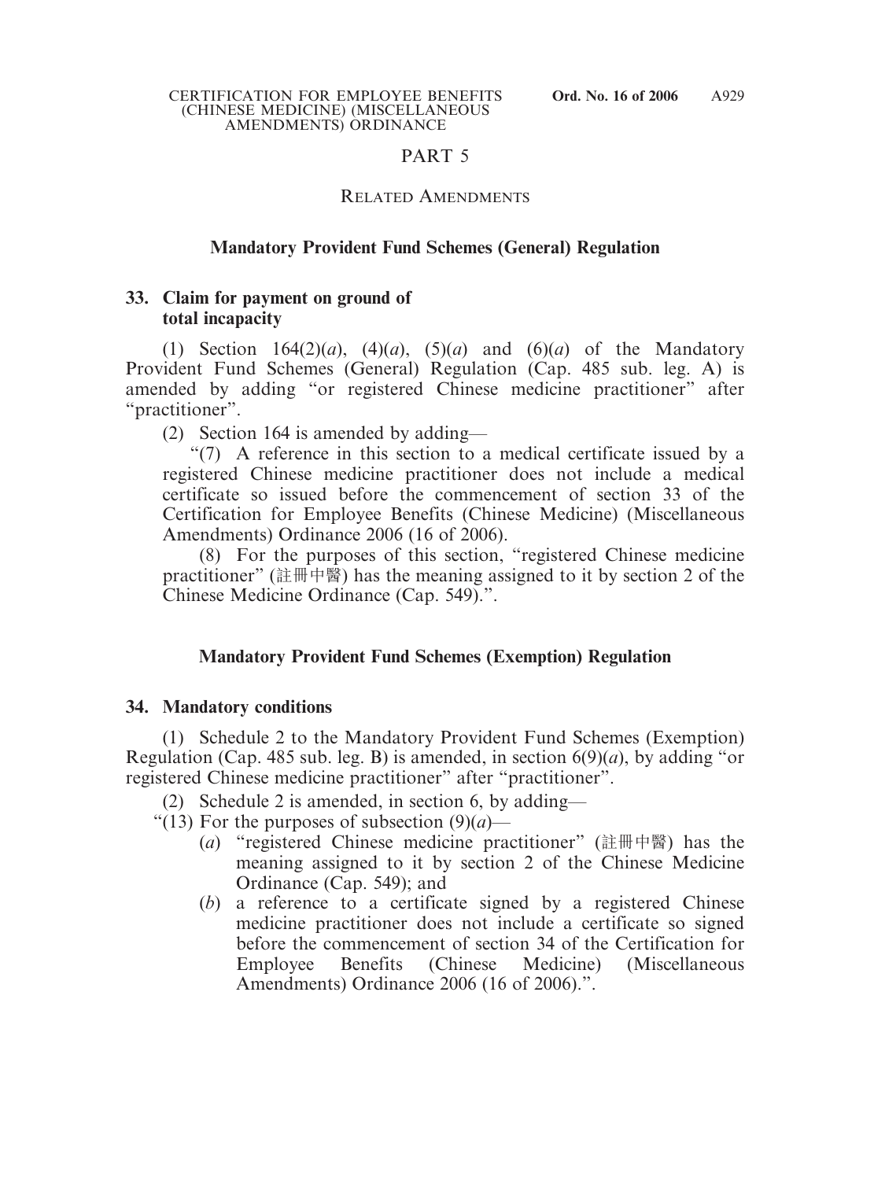## PART 5

## RELATED AMENDMENTS

### Mandatory Provident Fund Schemes (General) Regulation

**33. Claim for payment on ground of total incapacity**

(1) Section 164(2)(*a*), (4)(*a*), (5)(*a*) and (6)(*a*) of the Mandatory Provident Fund Schemes (General) Regulation (Cap. 485 sub. leg. A) is amended by adding "or registered Chinese medicine practitioner" after "practitioner".

(2) Section 164 is amended by adding—

"(7) A reference in this section to a medical certificate issued by a registered Chinese medicine practitioner does not include a medical certificate so issued before the commencement of section 33 of the Certification for Employee Benefits (Chinese Medicine) (Miscellaneous Amendments) Ordinance 2006 (16 of 2006).

(8) For the purposes of this section, "registered Chinese medicine practitioner" (註冊中醫) has the meaning assigned to it by section 2 of the Chinese Medicine Ordinance (Cap. 549).".

### Mandatory Provident Fund Schemes (Exemption) Regulation

**34. Mandatory conditions**

(1) Schedule 2 to the Mandatory Provident Fund Schemes (Exemption) Regulation (Cap. 485 sub. leg. B) is amended, in section 6(9)(*a*), by adding "or registered Chinese medicine practitioner" after "practitioner".

(2) Schedule 2 is amended, in section 6, by adding—

"(13) For the purposes of subsection (9)(*a*)—

(*a*) "registered Chinese medicine practitioner" (註冊中醫) has the meaning assigned to it by section 2 of the Chinese Medicine Ordinance (Cap. 549); and

(*b*) a reference to a certificate signed by a registered Chinese medicine practitioner does not include a certificate so signed before the commencement of section 34 of the Certification for Employee Benefits (Chinese Medicine) (Miscellaneous Amendments) Ordinance 2006 (16 of 2006).".